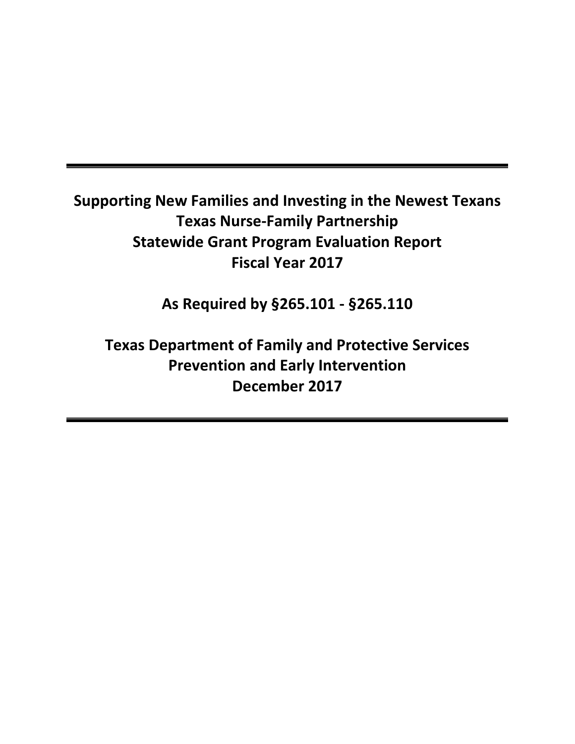# Supporting New Families and Investing in the Newest Texans
# Texas Nurse-Family Partnership
# Statewide Grant Program Evaluation Report
# Fiscal Year 2017

**As Required by §265.101 - §265.110**

**Texas Department of Family and Protective Services**
**Prevention and Early Intervention**
**December 2017**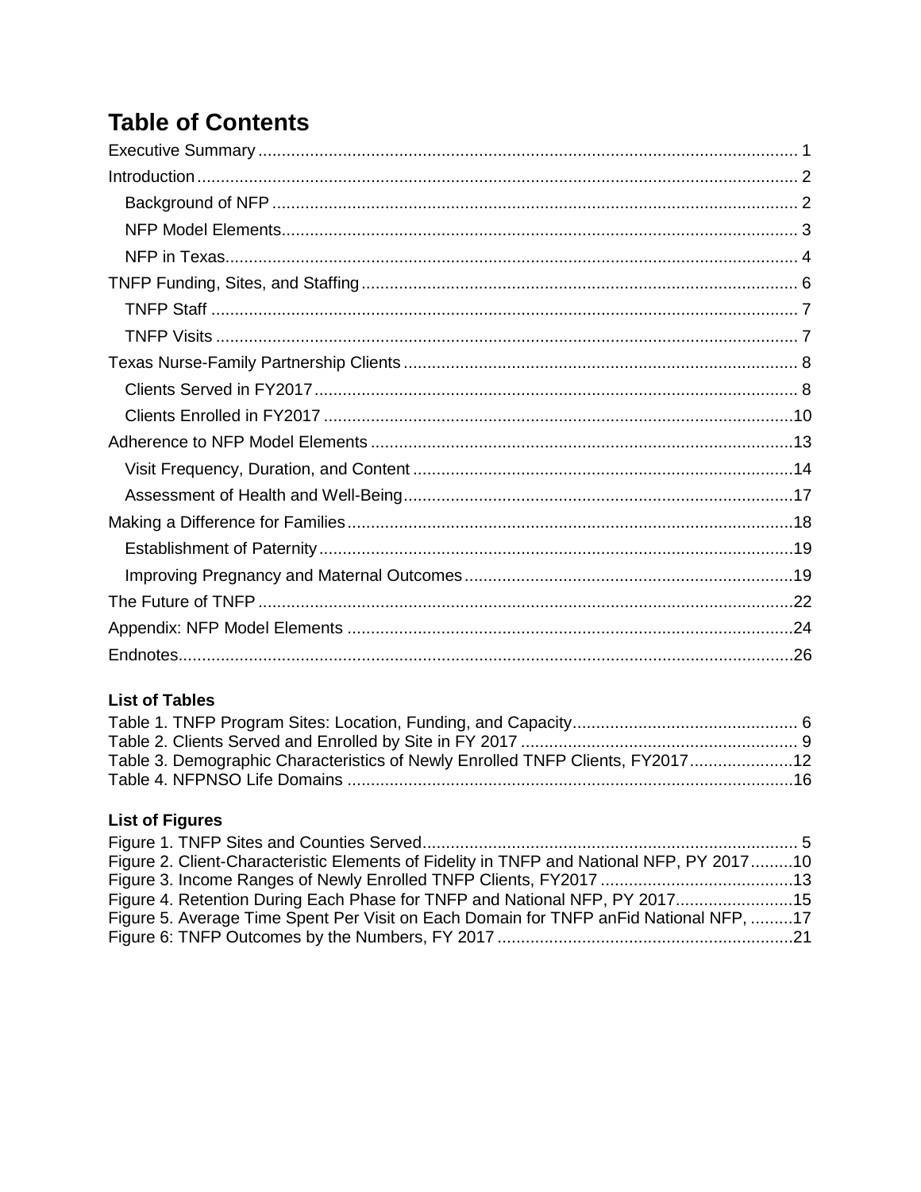# Table of Contents

Executive Summary .......... 1

Introduction .......... 2

- Background of NFP .......... 2
- NFP Model Elements .......... 3
- NFP in Texas .......... 4

TNFP Funding, Sites, and Staffing .......... 6

- TNFP Staff .......... 7
- TNFP Visits .......... 7

Texas Nurse-Family Partnership Clients .......... 8

- Clients Served in FY2017 .......... 8
- Clients Enrolled in FY2017 .......... 10

Adherence to NFP Model Elements .......... 13

- Visit Frequency, Duration, and Content .......... 14
- Assessment of Health and Well-Being .......... 17

Making a Difference for Families .......... 18

- Establishment of Paternity .......... 19
- Improving Pregnancy and Maternal Outcomes .......... 19

The Future of TNFP .......... 22

Appendix: NFP Model Elements .......... 24

Endnotes .......... 26

### List of Tables

Table 1. TNFP Program Sites: Location, Funding, and Capacity .......... 6
Table 2. Clients Served and Enrolled by Site in FY 2017 .......... 9
Table 3. Demographic Characteristics of Newly Enrolled TNFP Clients, FY2017 .......... 12
Table 4. NFPNSO Life Domains .......... 16

### List of Figures

Figure 1. TNFP Sites and Counties Served .......... 5
Figure 2. Client-Characteristic Elements of Fidelity in TNFP and National NFP, PY 2017 .......... 10
Figure 3. Income Ranges of Newly Enrolled TNFP Clients, FY2017 .......... 13
Figure 4. Retention During Each Phase for TNFP and National NFP, PY 2017 .......... 15
Figure 5. Average Time Spent Per Visit on Each Domain for TNFP anFid National NFP, .......... 17
Figure 6: TNFP Outcomes by the Numbers, FY 2017 .......... 21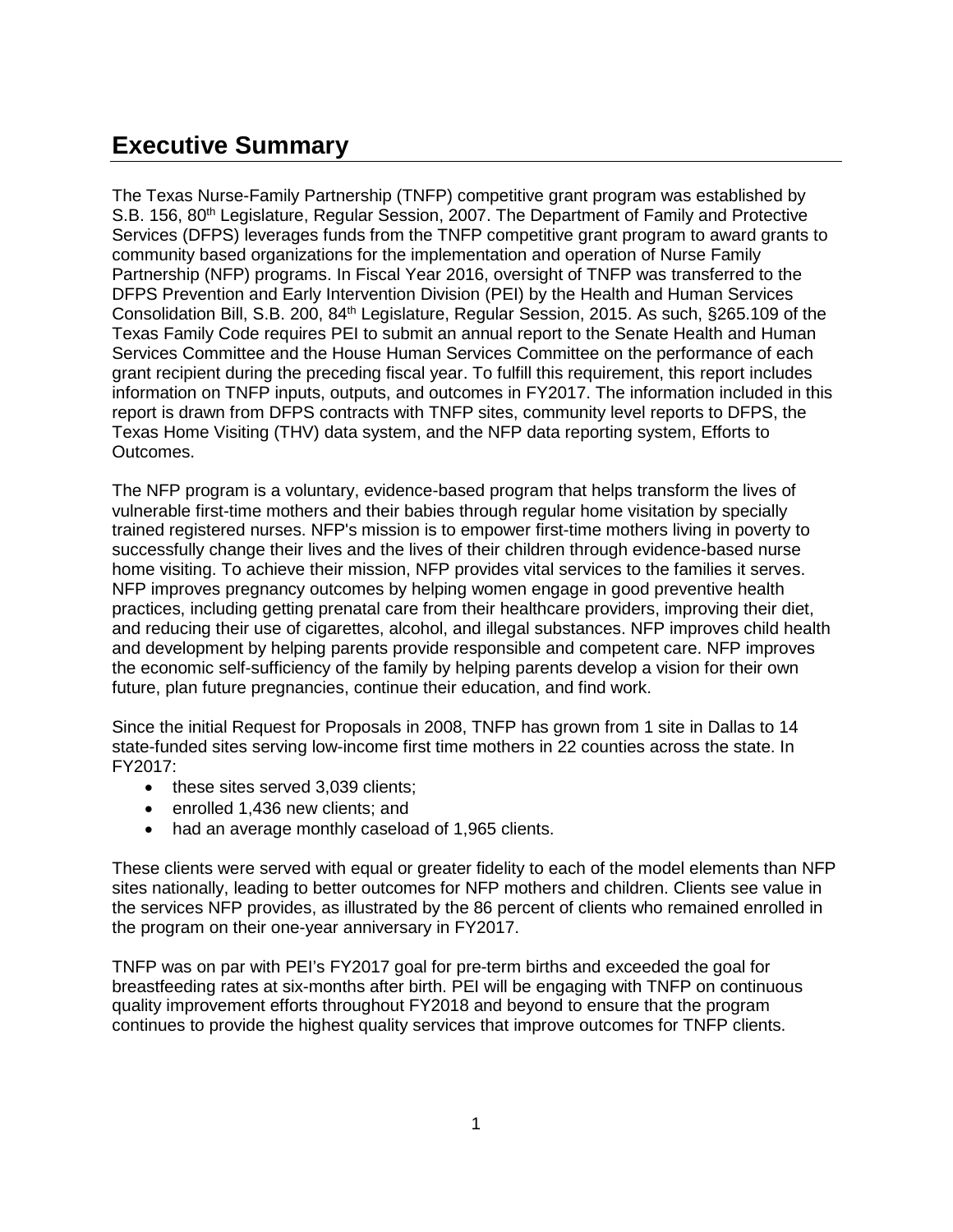# Executive Summary

The Texas Nurse-Family Partnership (TNFP) competitive grant program was established by S.B. 156, 80th Legislature, Regular Session, 2007. The Department of Family and Protective Services (DFPS) leverages funds from the TNFP competitive grant program to award grants to community based organizations for the implementation and operation of Nurse Family Partnership (NFP) programs. In Fiscal Year 2016, oversight of TNFP was transferred to the DFPS Prevention and Early Intervention Division (PEI) by the Health and Human Services Consolidation Bill, S.B. 200, 84th Legislature, Regular Session, 2015. As such, §265.109 of the Texas Family Code requires PEI to submit an annual report to the Senate Health and Human Services Committee and the House Human Services Committee on the performance of each grant recipient during the preceding fiscal year. To fulfill this requirement, this report includes information on TNFP inputs, outputs, and outcomes in FY2017. The information included in this report is drawn from DFPS contracts with TNFP sites, community level reports to DFPS, the Texas Home Visiting (THV) data system, and the NFP data reporting system, Efforts to Outcomes.

The NFP program is a voluntary, evidence-based program that helps transform the lives of vulnerable first-time mothers and their babies through regular home visitation by specially trained registered nurses. NFP's mission is to empower first-time mothers living in poverty to successfully change their lives and the lives of their children through evidence-based nurse home visiting. To achieve their mission, NFP provides vital services to the families it serves. NFP improves pregnancy outcomes by helping women engage in good preventive health practices, including getting prenatal care from their healthcare providers, improving their diet, and reducing their use of cigarettes, alcohol, and illegal substances. NFP improves child health and development by helping parents provide responsible and competent care. NFP improves the economic self-sufficiency of the family by helping parents develop a vision for their own future, plan future pregnancies, continue their education, and find work.

Since the initial Request for Proposals in 2008, TNFP has grown from 1 site in Dallas to 14 state-funded sites serving low-income first time mothers in 22 counties across the state. In FY2017:

- these sites served 3,039 clients;
- enrolled 1,436 new clients; and
- had an average monthly caseload of 1,965 clients.

These clients were served with equal or greater fidelity to each of the model elements than NFP sites nationally, leading to better outcomes for NFP mothers and children. Clients see value in the services NFP provides, as illustrated by the 86 percent of clients who remained enrolled in the program on their one-year anniversary in FY2017.

TNFP was on par with PEI's FY2017 goal for pre-term births and exceeded the goal for breastfeeding rates at six-months after birth. PEI will be engaging with TNFP on continuous quality improvement efforts throughout FY2018 and beyond to ensure that the program continues to provide the highest quality services that improve outcomes for TNFP clients.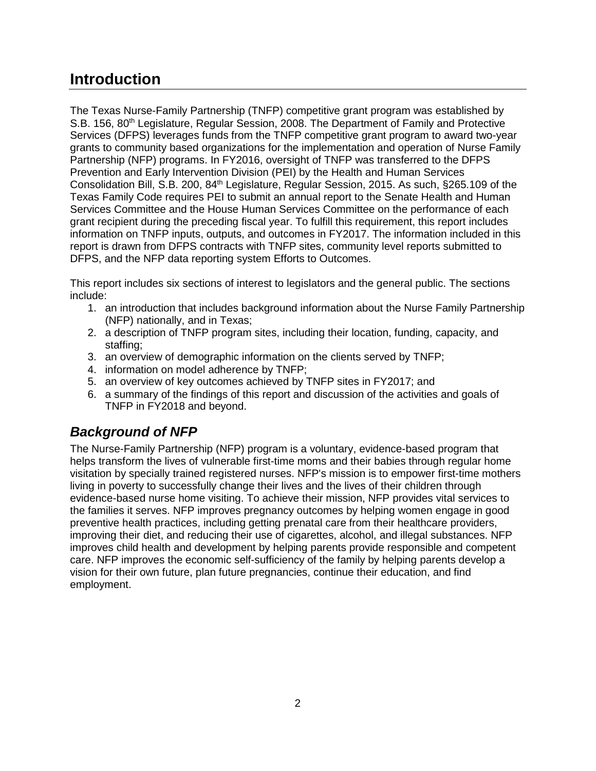# Introduction

The Texas Nurse-Family Partnership (TNFP) competitive grant program was established by S.B. 156, 80th Legislature, Regular Session, 2008. The Department of Family and Protective Services (DFPS) leverages funds from the TNFP competitive grant program to award two-year grants to community based organizations for the implementation and operation of Nurse Family Partnership (NFP) programs. In FY2016, oversight of TNFP was transferred to the DFPS Prevention and Early Intervention Division (PEI) by the Health and Human Services Consolidation Bill, S.B. 200, 84th Legislature, Regular Session, 2015. As such, §265.109 of the Texas Family Code requires PEI to submit an annual report to the Senate Health and Human Services Committee and the House Human Services Committee on the performance of each grant recipient during the preceding fiscal year. To fulfill this requirement, this report includes information on TNFP inputs, outputs, and outcomes in FY2017. The information included in this report is drawn from DFPS contracts with TNFP sites, community level reports submitted to DFPS, and the NFP data reporting system Efforts to Outcomes.

This report includes six sections of interest to legislators and the general public. The sections include:

1. an introduction that includes background information about the Nurse Family Partnership (NFP) nationally, and in Texas;
2. a description of TNFP program sites, including their location, funding, capacity, and staffing;
3. an overview of demographic information on the clients served by TNFP;
4. information on model adherence by TNFP;
5. an overview of key outcomes achieved by TNFP sites in FY2017; and
6. a summary of the findings of this report and discussion of the activities and goals of TNFP in FY2018 and beyond.

## *Background of NFP*

The Nurse-Family Partnership (NFP) program is a voluntary, evidence-based program that helps transform the lives of vulnerable first-time moms and their babies through regular home visitation by specially trained registered nurses. NFP's mission is to empower first-time mothers living in poverty to successfully change their lives and the lives of their children through evidence-based nurse home visiting. To achieve their mission, NFP provides vital services to the families it serves. NFP improves pregnancy outcomes by helping women engage in good preventive health practices, including getting prenatal care from their healthcare providers, improving their diet, and reducing their use of cigarettes, alcohol, and illegal substances. NFP improves child health and development by helping parents provide responsible and competent care. NFP improves the economic self-sufficiency of the family by helping parents develop a vision for their own future, plan future pregnancies, continue their education, and find employment.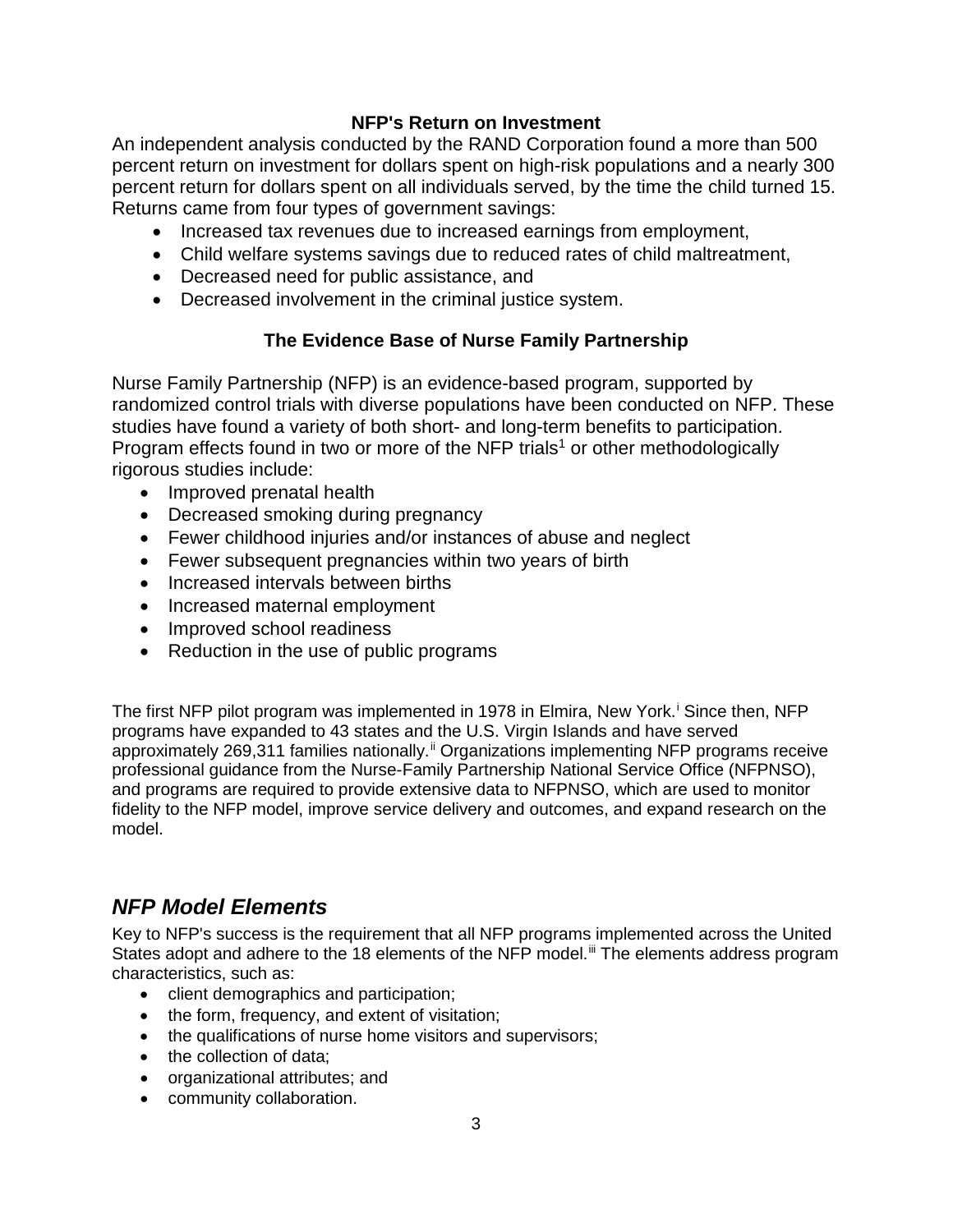### NFP's Return on Investment

An independent analysis conducted by the RAND Corporation found a more than 500 percent return on investment for dollars spent on high-risk populations and a nearly 300 percent return for dollars spent on all individuals served, by the time the child turned 15. Returns came from four types of government savings:

- Increased tax revenues due to increased earnings from employment,
- Child welfare systems savings due to reduced rates of child maltreatment,
- Decreased need for public assistance, and
- Decreased involvement in the criminal justice system.

### The Evidence Base of Nurse Family Partnership

Nurse Family Partnership (NFP) is an evidence-based program, supported by randomized control trials with diverse populations have been conducted on NFP. These studies have found a variety of both short- and long-term benefits to participation. Program effects found in two or more of the NFP trials[1] or other methodologically rigorous studies include:

- Improved prenatal health
- Decreased smoking during pregnancy
- Fewer childhood injuries and/or instances of abuse and neglect
- Fewer subsequent pregnancies within two years of birth
- Increased intervals between births
- Increased maternal employment
- Improved school readiness
- Reduction in the use of public programs

The first NFP pilot program was implemented in 1978 in Elmira, New York.[i] Since then, NFP programs have expanded to 43 states and the U.S. Virgin Islands and have served approximately 269,311 families nationally.[ii] Organizations implementing NFP programs receive professional guidance from the Nurse-Family Partnership National Service Office (NFPNSO), and programs are required to provide extensive data to NFPNSO, which are used to monitor fidelity to the NFP model, improve service delivery and outcomes, and expand research on the model.

## *NFP Model Elements*

Key to NFP's success is the requirement that all NFP programs implemented across the United States adopt and adhere to the 18 elements of the NFP model.[iii] The elements address program characteristics, such as:

- client demographics and participation;
- the form, frequency, and extent of visitation;
- the qualifications of nurse home visitors and supervisors;
- the collection of data;
- organizational attributes; and
- community collaboration.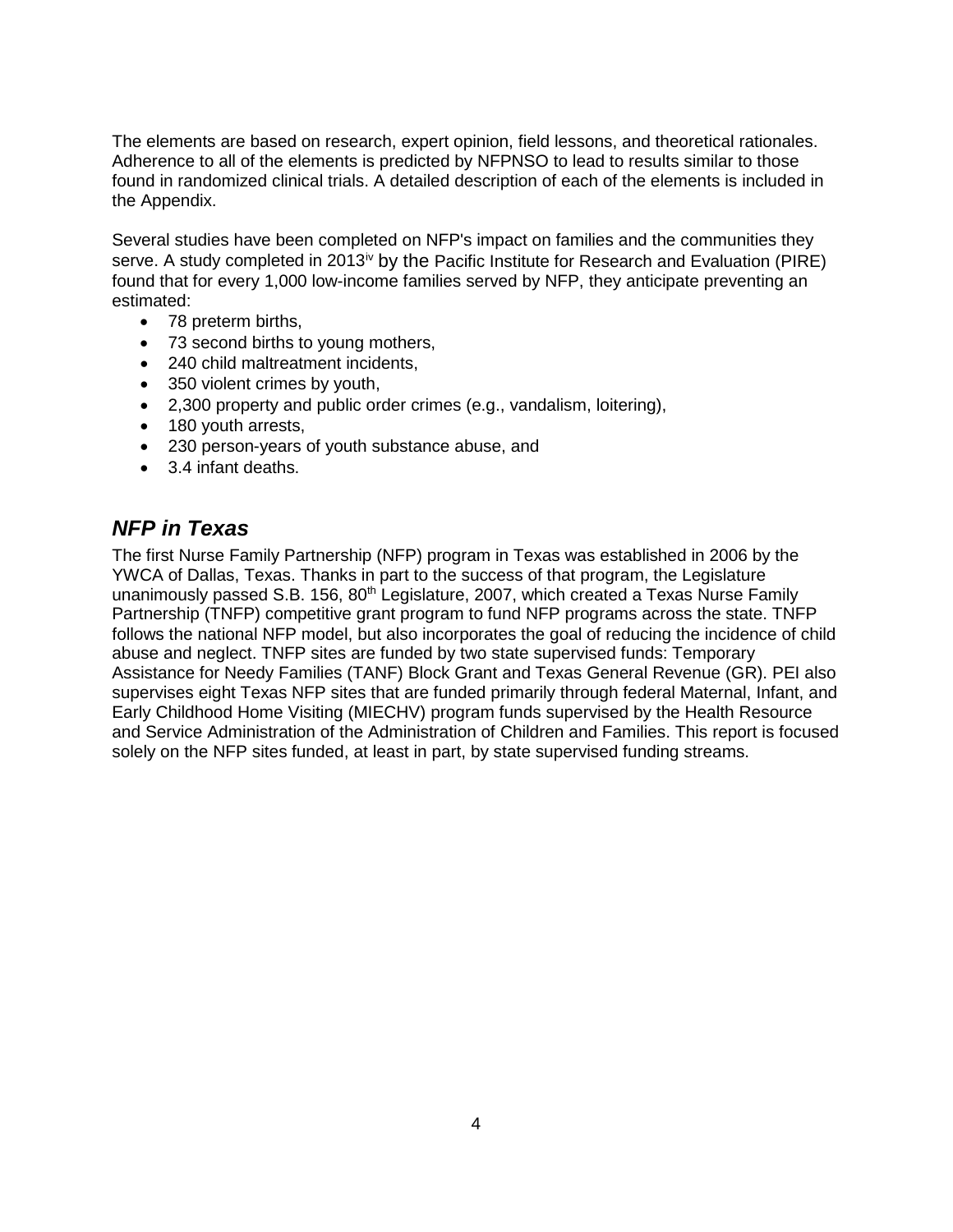The elements are based on research, expert opinion, field lessons, and theoretical rationales. Adherence to all of the elements is predicted by NFPNSO to lead to results similar to those found in randomized clinical trials. A detailed description of each of the elements is included in the Appendix.

Several studies have been completed on NFP's impact on families and the communities they serve. A study completed in 2013[iv] by the Pacific Institute for Research and Evaluation (PIRE) found that for every 1,000 low-income families served by NFP, they anticipate preventing an estimated:

- 78 preterm births,
- 73 second births to young mothers,
- 240 child maltreatment incidents,
- 350 violent crimes by youth,
- 2,300 property and public order crimes (e.g., vandalism, loitering),
- 180 youth arrests,
- 230 person-years of youth substance abuse, and
- 3.4 infant deaths.

## *NFP in Texas*

The first Nurse Family Partnership (NFP) program in Texas was established in 2006 by the YWCA of Dallas, Texas. Thanks in part to the success of that program, the Legislature unanimously passed S.B. 156, 80th Legislature, 2007, which created a Texas Nurse Family Partnership (TNFP) competitive grant program to fund NFP programs across the state. TNFP follows the national NFP model, but also incorporates the goal of reducing the incidence of child abuse and neglect. TNFP sites are funded by two state supervised funds: Temporary Assistance for Needy Families (TANF) Block Grant and Texas General Revenue (GR). PEI also supervises eight Texas NFP sites that are funded primarily through federal Maternal, Infant, and Early Childhood Home Visiting (MIECHV) program funds supervised by the Health Resource and Service Administration of the Administration of Children and Families. This report is focused solely on the NFP sites funded, at least in part, by state supervised funding streams.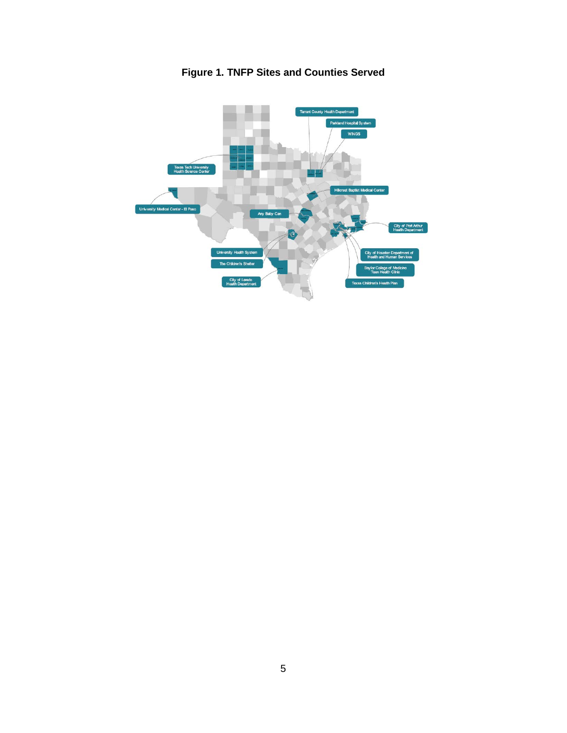**Figure 1. TNFP Sites and Counties Served**

Tarrant County Health Department

Parkland Hospital System

WINGS

Texas Tech University Health Science Center

Hillcrest Baptist Medical Center

University Medical Center - El Paso

Any Baby Can

City of Port Arthur Health Department

University Health System

City of Houston Department of Health and Human Services

The Children's Shelter

Baylor College of Medicine Teen Health Clinic

City of Laredo Health Department

Texas Children's Health Plan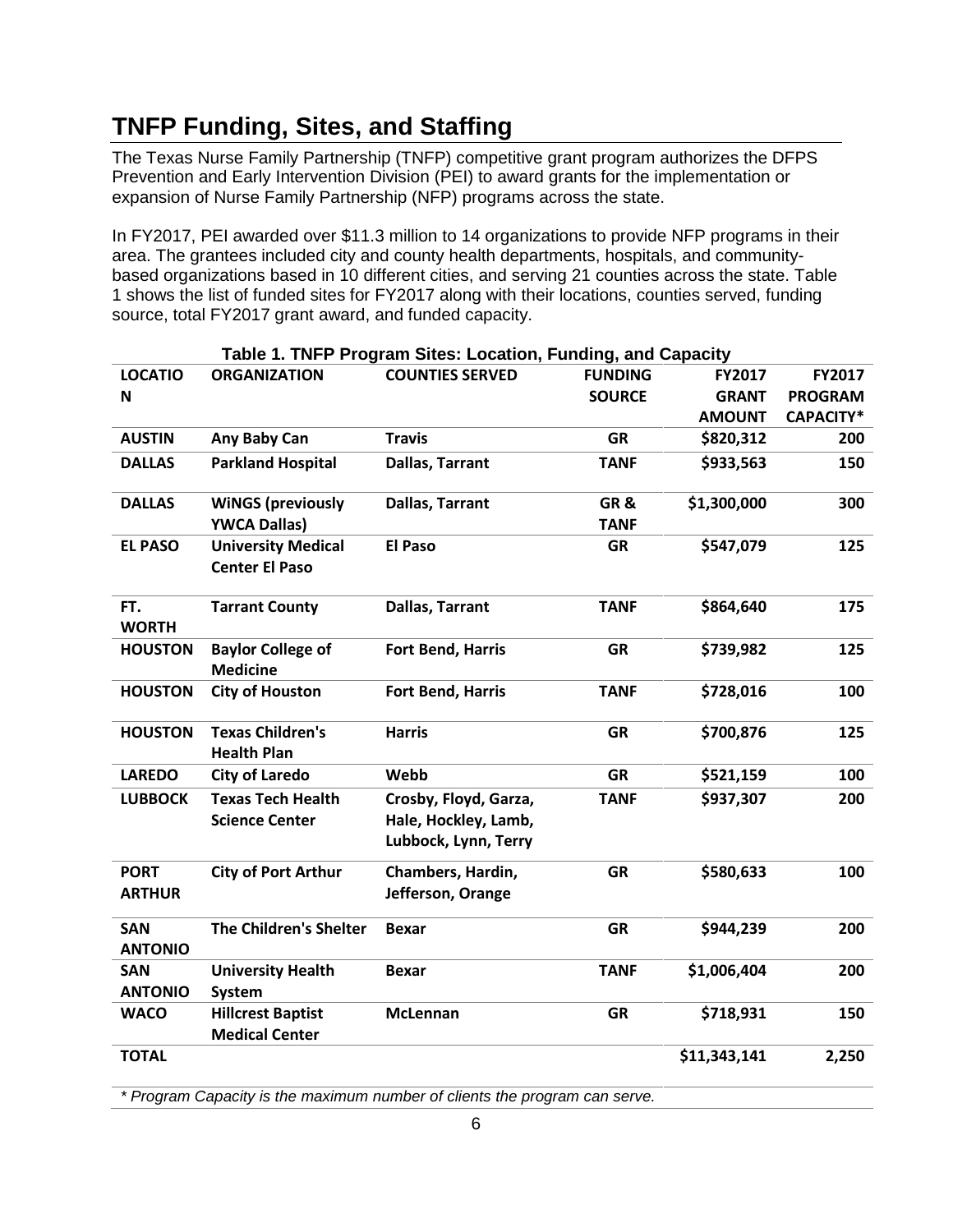# TNFP Funding, Sites, and Staffing

The Texas Nurse Family Partnership (TNFP) competitive grant program authorizes the DFPS Prevention and Early Intervention Division (PEI) to award grants for the implementation or expansion of Nurse Family Partnership (NFP) programs across the state.

In FY2017, PEI awarded over $11.3 million to 14 organizations to provide NFP programs in their area. The grantees included city and county health departments, hospitals, and community-based organizations based in 10 different cities, and serving 21 counties across the state. Table 1 shows the list of funded sites for FY2017 along with their locations, counties served, funding source, total FY2017 grant award, and funded capacity.

**Table 1. TNFP Program Sites: Location, Funding, and Capacity**

| LOCATION | ORGANIZATION | COUNTIES SERVED | FUNDING SOURCE | FY2017 GRANT AMOUNT | FY2017 PROGRAM CAPACITY* |
|---|---|---|---|---|---|
| AUSTIN | Any Baby Can | Travis | GR | $820,312 | 200 |
| DALLAS | Parkland Hospital | Dallas, Tarrant | TANF | $933,563 | 150 |
| DALLAS | WiNGS (previously YWCA Dallas) | Dallas, Tarrant | GR & TANF | $1,300,000 | 300 |
| EL PASO | University Medical Center El Paso | El Paso | GR | $547,079 | 125 |
| FT. WORTH | Tarrant County | Dallas, Tarrant | TANF | $864,640 | 175 |
| HOUSTON | Baylor College of Medicine | Fort Bend, Harris | GR | $739,982 | 125 |
| HOUSTON | City of Houston | Fort Bend, Harris | TANF | $728,016 | 100 |
| HOUSTON | Texas Children's Health Plan | Harris | GR | $700,876 | 125 |
| LAREDO | City of Laredo | Webb | GR | $521,159 | 100 |
| LUBBOCK | Texas Tech Health Science Center | Crosby, Floyd, Garza, Hale, Hockley, Lamb, Lubbock, Lynn, Terry | TANF | $937,307 | 200 |
| PORT ARTHUR | City of Port Arthur | Chambers, Hardin, Jefferson, Orange | GR | $580,633 | 100 |
| SAN ANTONIO | The Children's Shelter | Bexar | GR | $944,239 | 200 |
| SAN ANTONIO | University Health System | Bexar | TANF | $1,006,404 | 200 |
| WACO | Hillcrest Baptist Medical Center | McLennan | GR | $718,931 | 150 |
| TOTAL | | | | $11,343,141 | 2,250 |

*\* Program Capacity is the maximum number of clients the program can serve.*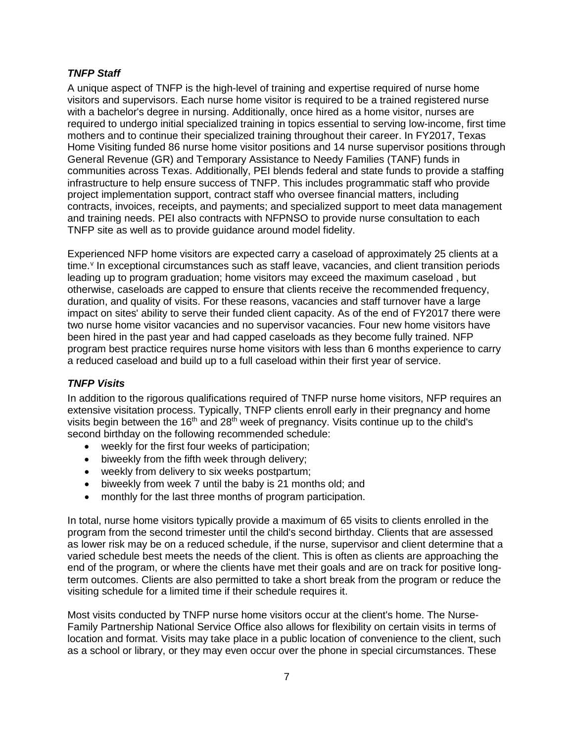### *TNFP Staff*

A unique aspect of TNFP is the high-level of training and expertise required of nurse home visitors and supervisors. Each nurse home visitor is required to be a trained registered nurse with a bachelor's degree in nursing. Additionally, once hired as a home visitor, nurses are required to undergo initial specialized training in topics essential to serving low-income, first time mothers and to continue their specialized training throughout their career. In FY2017, Texas Home Visiting funded 86 nurse home visitor positions and 14 nurse supervisor positions through General Revenue (GR) and Temporary Assistance to Needy Families (TANF) funds in communities across Texas. Additionally, PEI blends federal and state funds to provide a staffing infrastructure to help ensure success of TNFP. This includes programmatic staff who provide project implementation support, contract staff who oversee financial matters, including contracts, invoices, receipts, and payments; and specialized support to meet data management and training needs. PEI also contracts with NFPNSO to provide nurse consultation to each TNFP site as well as to provide guidance around model fidelity.

Experienced NFP home visitors are expected carry a caseload of approximately 25 clients at a time.[v] In exceptional circumstances such as staff leave, vacancies, and client transition periods leading up to program graduation; home visitors may exceed the maximum caseload , but otherwise, caseloads are capped to ensure that clients receive the recommended frequency, duration, and quality of visits. For these reasons, vacancies and staff turnover have a large impact on sites' ability to serve their funded client capacity. As of the end of FY2017 there were two nurse home visitor vacancies and no supervisor vacancies. Four new home visitors have been hired in the past year and had capped caseloads as they become fully trained. NFP program best practice requires nurse home visitors with less than 6 months experience to carry a reduced caseload and build up to a full caseload within their first year of service.

### *TNFP Visits*

In addition to the rigorous qualifications required of TNFP nurse home visitors, NFP requires an extensive visitation process. Typically, TNFP clients enroll early in their pregnancy and home visits begin between the 16th and 28th week of pregnancy. Visits continue up to the child's second birthday on the following recommended schedule:

- weekly for the first four weeks of participation;
- biweekly from the fifth week through delivery;
- weekly from delivery to six weeks postpartum;
- biweekly from week 7 until the baby is 21 months old; and
- monthly for the last three months of program participation.

In total, nurse home visitors typically provide a maximum of 65 visits to clients enrolled in the program from the second trimester until the child's second birthday. Clients that are assessed as lower risk may be on a reduced schedule, if the nurse, supervisor and client determine that a varied schedule best meets the needs of the client. This is often as clients are approaching the end of the program, or where the clients have met their goals and are on track for positive long-term outcomes. Clients are also permitted to take a short break from the program or reduce the visiting schedule for a limited time if their schedule requires it.

Most visits conducted by TNFP nurse home visitors occur at the client's home. The Nurse-Family Partnership National Service Office also allows for flexibility on certain visits in terms of location and format. Visits may take place in a public location of convenience to the client, such as a school or library, or they may even occur over the phone in special circumstances. These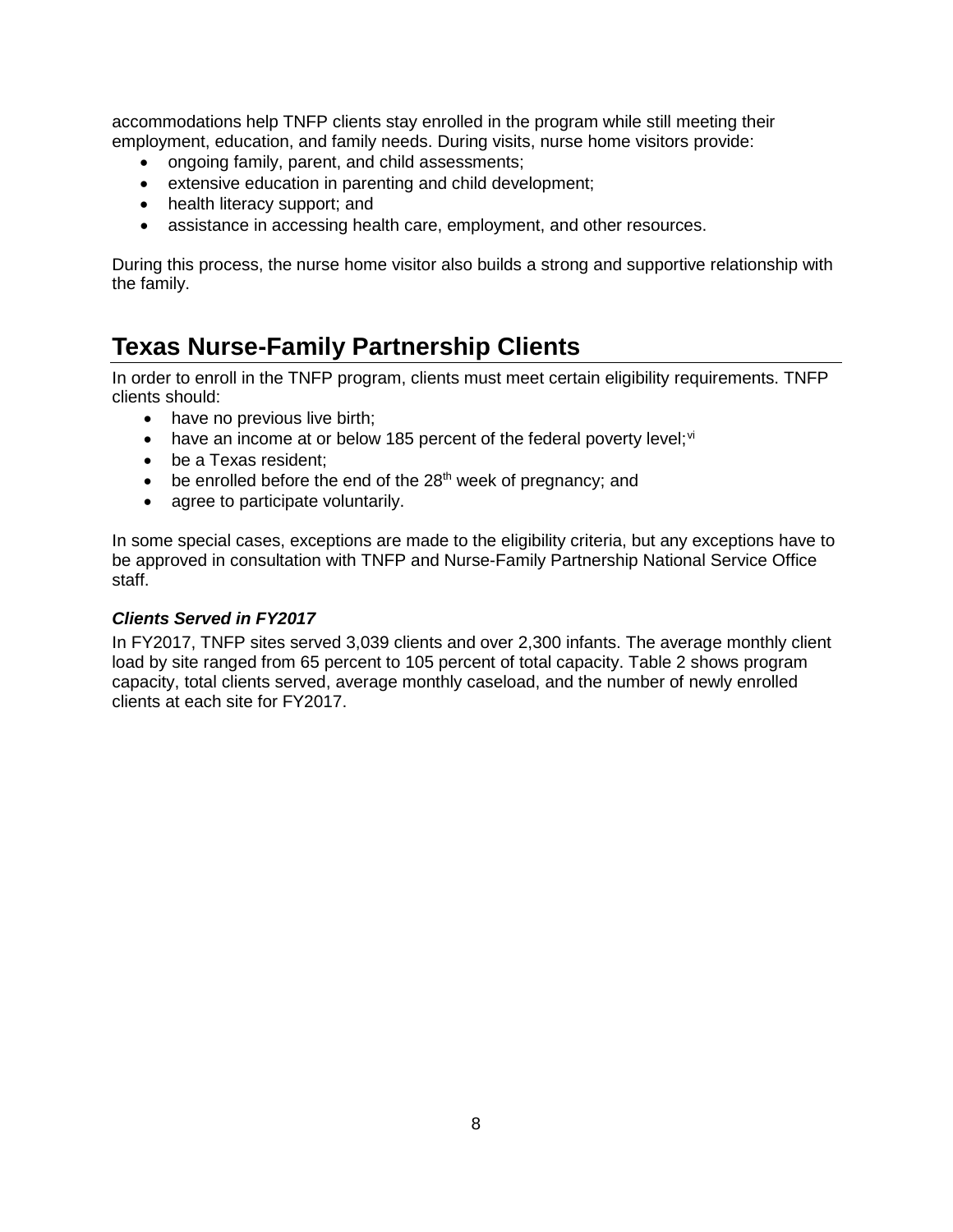accommodations help TNFP clients stay enrolled in the program while still meeting their employment, education, and family needs. During visits, nurse home visitors provide:

- ongoing family, parent, and child assessments;
- extensive education in parenting and child development;
- health literacy support; and
- assistance in accessing health care, employment, and other resources.

During this process, the nurse home visitor also builds a strong and supportive relationship with the family.

# Texas Nurse-Family Partnership Clients

In order to enroll in the TNFP program, clients must meet certain eligibility requirements. TNFP clients should:

- have no previous live birth;
- have an income at or below 185 percent of the federal poverty level;[vi]
- be a Texas resident;
- be enrolled before the end of the 28th week of pregnancy; and
- agree to participate voluntarily.

In some special cases, exceptions are made to the eligibility criteria, but any exceptions have to be approved in consultation with TNFP and Nurse-Family Partnership National Service Office staff.

### *Clients Served in FY2017*

In FY2017, TNFP sites served 3,039 clients and over 2,300 infants. The average monthly client load by site ranged from 65 percent to 105 percent of total capacity. Table 2 shows program capacity, total clients served, average monthly caseload, and the number of newly enrolled clients at each site for FY2017.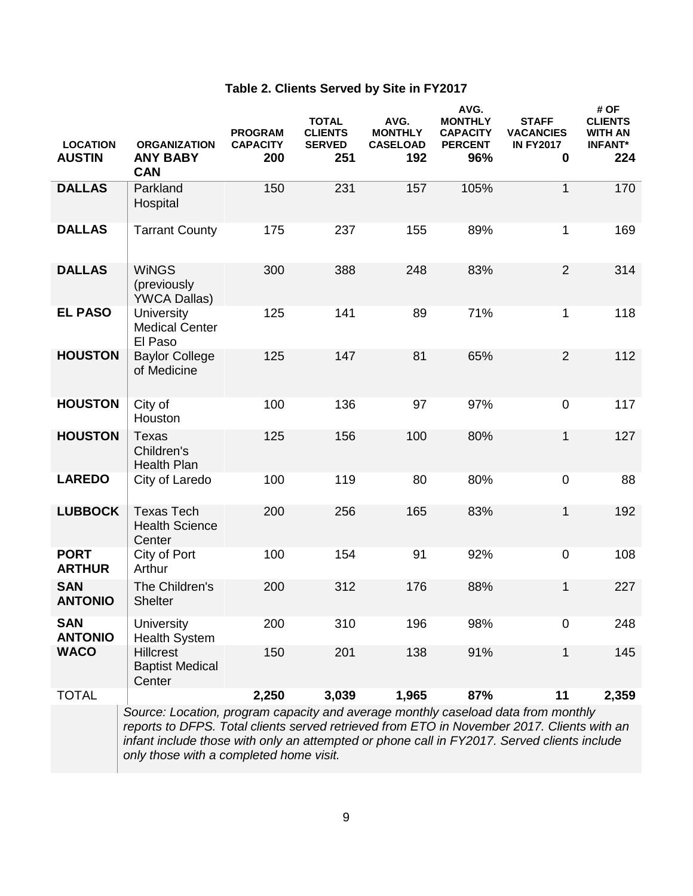**Table 2. Clients Served by Site in FY2017**

| LOCATION | ORGANIZATION | PROGRAM CAPACITY | TOTAL CLIENTS SERVED | AVG. MONTHLY CASELOAD | AVG. MONTHLY CAPACITY PERCENT | STAFF VACANCIES IN FY2017 | # OF CLIENTS WITH AN INFANT* |
|---|---|---|---|---|---|---|---|
| **AUSTIN** | **ANY BABY CAN** | **200** | **251** | **192** | **96%** | **0** | **224** |
| **DALLAS** | Parkland Hospital | 150 | 231 | 157 | 105% | 1 | 170 |
| **DALLAS** | Tarrant County | 175 | 237 | 155 | 89% | 1 | 169 |
| **DALLAS** | WiNGS (previously YWCA Dallas) | 300 | 388 | 248 | 83% | 2 | 314 |
| **EL PASO** | University Medical Center El Paso | 125 | 141 | 89 | 71% | 1 | 118 |
| **HOUSTON** | Baylor College of Medicine | 125 | 147 | 81 | 65% | 2 | 112 |
| **HOUSTON** | City of Houston | 100 | 136 | 97 | 97% | 0 | 117 |
| **HOUSTON** | Texas Children's Health Plan | 125 | 156 | 100 | 80% | 1 | 127 |
| **LAREDO** | City of Laredo | 100 | 119 | 80 | 80% | 0 | 88 |
| **LUBBOCK** | Texas Tech Health Science Center | 200 | 256 | 165 | 83% | 1 | 192 |
| **PORT ARTHUR** | City of Port Arthur | 100 | 154 | 91 | 92% | 0 | 108 |
| **SAN ANTONIO** | The Children's Shelter | 200 | 312 | 176 | 88% | 1 | 227 |
| **SAN ANTONIO** | University Health System | 200 | 310 | 196 | 98% | 0 | 248 |
| **WACO** | Hillcrest Baptist Medical Center | 150 | 201 | 138 | 91% | 1 | 145 |
| TOTAL | | **2,250** | **3,039** | **1,965** | **87%** | **11** | **2,359** |

*Source: Location, program capacity and average monthly caseload data from monthly reports to DFPS. Total clients served retrieved from ETO in November 2017. Clients with an infant include those with only an attempted or phone call in FY2017. Served clients include only those with a completed home visit.*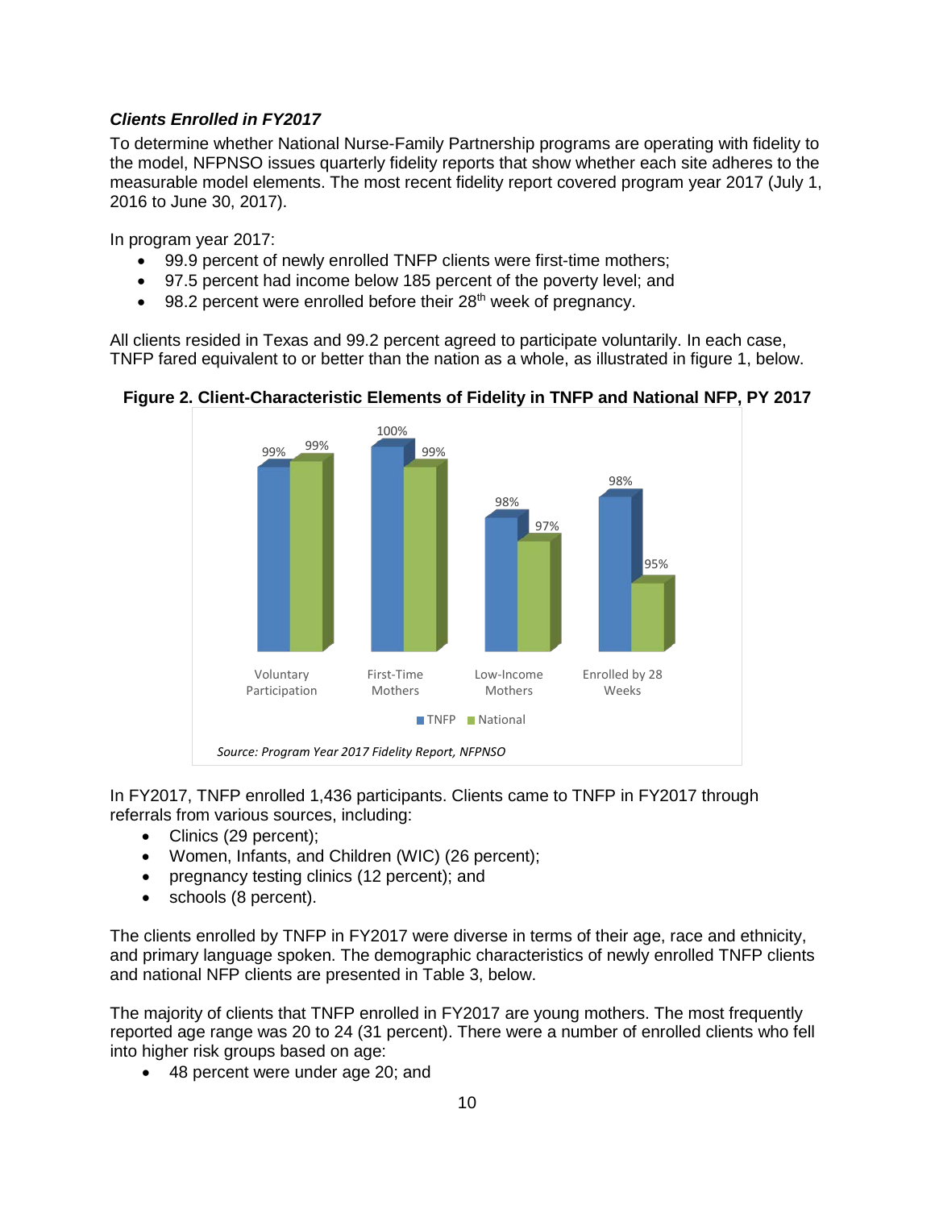### *Clients Enrolled in FY2017*

To determine whether National Nurse-Family Partnership programs are operating with fidelity to the model, NFPNSO issues quarterly fidelity reports that show whether each site adheres to the measurable model elements. The most recent fidelity report covered program year 2017 (July 1, 2016 to June 30, 2017).

In program year 2017:

- 99.9 percent of newly enrolled TNFP clients were first-time mothers;
- 97.5 percent had income below 185 percent of the poverty level; and
- 98.2 percent were enrolled before their 28th week of pregnancy.

All clients resided in Texas and 99.2 percent agreed to participate voluntarily. In each case, TNFP fared equivalent to or better than the nation as a whole, as illustrated in figure 1, below.

**Figure 2. Client-Characteristic Elements of Fidelity in TNFP and National NFP, PY 2017**

| | TNFP | National |
|---|---|---|
| Voluntary Participation | 99% | 99% |
| First-Time Mothers | 100% | 99% |
| Low-Income Mothers | 98% | 97% |
| Enrolled by 28 Weeks | 98% | 95% |

*Source: Program Year 2017 Fidelity Report, NFPNSO*

In FY2017, TNFP enrolled 1,436 participants. Clients came to TNFP in FY2017 through referrals from various sources, including:

- Clinics (29 percent);
- Women, Infants, and Children (WIC) (26 percent);
- pregnancy testing clinics (12 percent); and
- schools (8 percent).

The clients enrolled by TNFP in FY2017 were diverse in terms of their age, race and ethnicity, and primary language spoken. The demographic characteristics of newly enrolled TNFP clients and national NFP clients are presented in Table 3, below.

The majority of clients that TNFP enrolled in FY2017 are young mothers. The most frequently reported age range was 20 to 24 (31 percent). There were a number of enrolled clients who fell into higher risk groups based on age:

- 48 percent were under age 20; and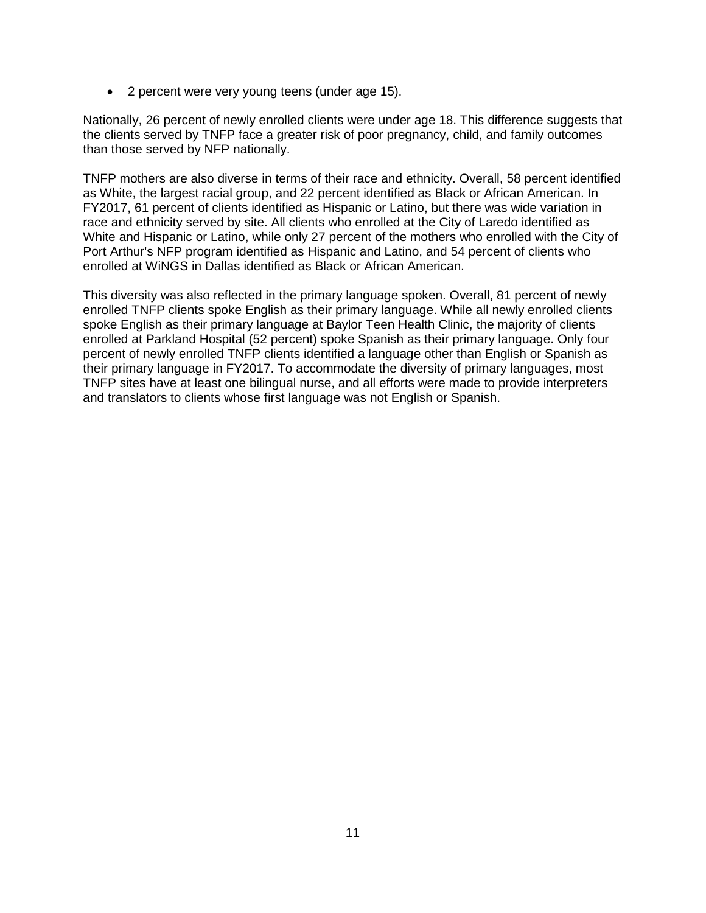- 2 percent were very young teens (under age 15).

Nationally, 26 percent of newly enrolled clients were under age 18. This difference suggests that the clients served by TNFP face a greater risk of poor pregnancy, child, and family outcomes than those served by NFP nationally.

TNFP mothers are also diverse in terms of their race and ethnicity. Overall, 58 percent identified as White, the largest racial group, and 22 percent identified as Black or African American. In FY2017, 61 percent of clients identified as Hispanic or Latino, but there was wide variation in race and ethnicity served by site. All clients who enrolled at the City of Laredo identified as White and Hispanic or Latino, while only 27 percent of the mothers who enrolled with the City of Port Arthur's NFP program identified as Hispanic and Latino, and 54 percent of clients who enrolled at WiNGS in Dallas identified as Black or African American.

This diversity was also reflected in the primary language spoken. Overall, 81 percent of newly enrolled TNFP clients spoke English as their primary language. While all newly enrolled clients spoke English as their primary language at Baylor Teen Health Clinic, the majority of clients enrolled at Parkland Hospital (52 percent) spoke Spanish as their primary language. Only four percent of newly enrolled TNFP clients identified a language other than English or Spanish as their primary language in FY2017. To accommodate the diversity of primary languages, most TNFP sites have at least one bilingual nurse, and all efforts were made to provide interpreters and translators to clients whose first language was not English or Spanish.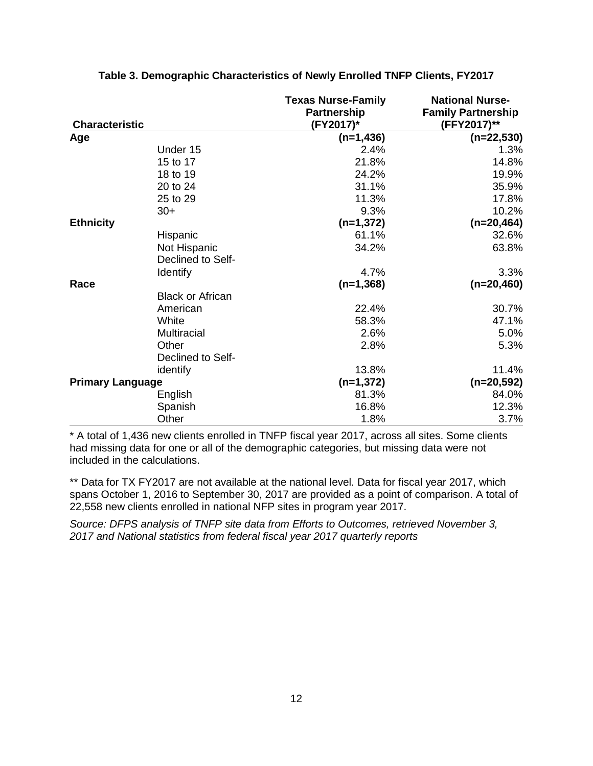**Table 3. Demographic Characteristics of Newly Enrolled TNFP Clients, FY2017**

| Characteristic | | Texas Nurse-Family Partnership (FY2017)* | National Nurse-Family Partnership (FFY2017)** |
|---|---|---|---|
| **Age** | | **(n=1,436)** | **(n=22,530)** |
| | Under 15 | 2.4% | 1.3% |
| | 15 to 17 | 21.8% | 14.8% |
| | 18 to 19 | 24.2% | 19.9% |
| | 20 to 24 | 31.1% | 35.9% |
| | 25 to 29 | 11.3% | 17.8% |
| | 30+ | 9.3% | 10.2% |
| **Ethnicity** | | **(n=1,372)** | **(n=20,464)** |
| | Hispanic | 61.1% | 32.6% |
| | Not Hispanic | 34.2% | 63.8% |
| | Declined to Self-Identify | 4.7% | 3.3% |
| **Race** | | **(n=1,368)** | **(n=20,460)** |
| | Black or African American | 22.4% | 30.7% |
| | White | 58.3% | 47.1% |
| | Multiracial | 2.6% | 5.0% |
| | Other | 2.8% | 5.3% |
| | Declined to Self-identify | 13.8% | 11.4% |
| **Primary Language** | | **(n=1,372)** | **(n=20,592)** |
| | English | 81.3% | 84.0% |
| | Spanish | 16.8% | 12.3% |
| | Other | 1.8% | 3.7% |

* A total of 1,436 new clients enrolled in TNFP fiscal year 2017, across all sites. Some clients had missing data for one or all of the demographic categories, but missing data were not included in the calculations.

** Data for TX FY2017 are not available at the national level. Data for fiscal year 2017, which spans October 1, 2016 to September 30, 2017 are provided as a point of comparison. A total of 22,558 new clients enrolled in national NFP sites in program year 2017.

*Source: DFPS analysis of TNFP site data from Efforts to Outcomes, retrieved November 3, 2017 and National statistics from federal fiscal year 2017 quarterly reports*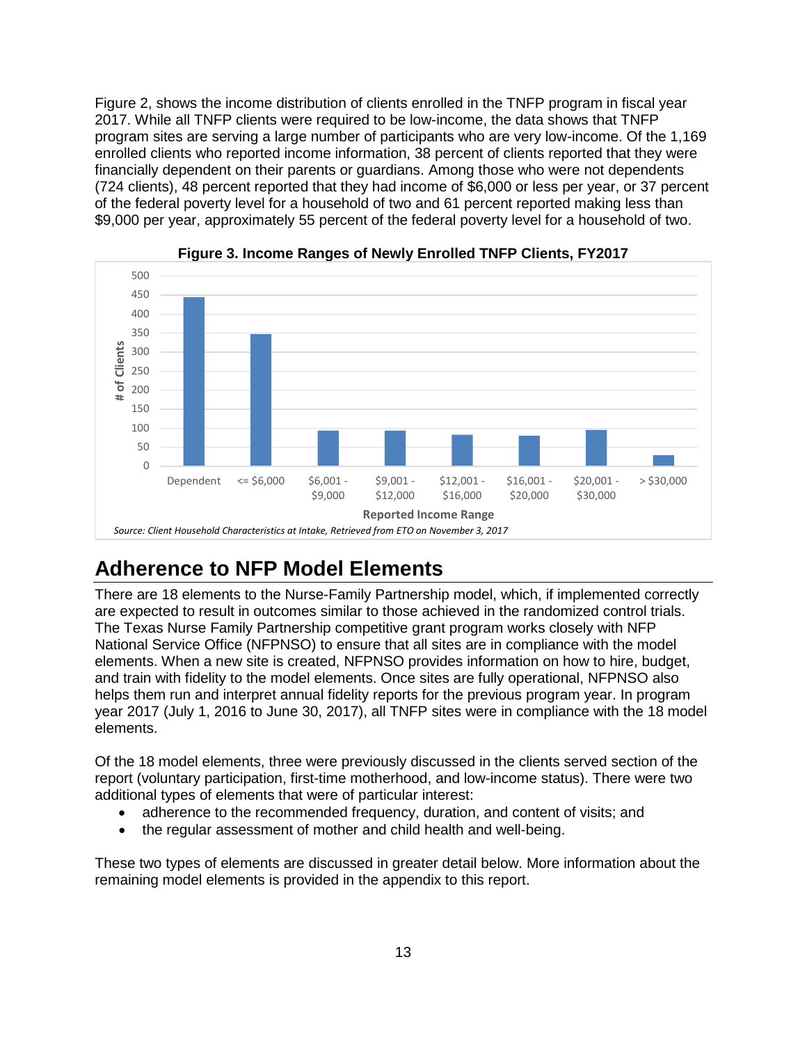Figure 2, shows the income distribution of clients enrolled in the TNFP program in fiscal year 2017. While all TNFP clients were required to be low-income, the data shows that TNFP program sites are serving a large number of participants who are very low-income. Of the 1,169 enrolled clients who reported income information, 38 percent of clients reported that they were financially dependent on their parents or guardians. Among those who were not dependents (724 clients), 48 percent reported that they had income of $6,000 or less per year, or 37 percent of the federal poverty level for a household of two and 61 percent reported making less than $9,000 per year, approximately 55 percent of the federal poverty level for a household of two.

**Figure 3. Income Ranges of Newly Enrolled TNFP Clients, FY2017**

*Source: Client Household Characteristics at Intake, Retrieved from ETO on November 3, 2017*

## Adherence to NFP Model Elements

There are 18 elements to the Nurse-Family Partnership model, which, if implemented correctly are expected to result in outcomes similar to those achieved in the randomized control trials. The Texas Nurse Family Partnership competitive grant program works closely with NFP National Service Office (NFPNSO) to ensure that all sites are in compliance with the model elements. When a new site is created, NFPNSO provides information on how to hire, budget, and train with fidelity to the model elements. Once sites are fully operational, NFPNSO also helps them run and interpret annual fidelity reports for the previous program year. In program year 2017 (July 1, 2016 to June 30, 2017), all TNFP sites were in compliance with the 18 model elements.

Of the 18 model elements, three were previously discussed in the clients served section of the report (voluntary participation, first-time motherhood, and low-income status). There were two additional types of elements that were of particular interest:

- adherence to the recommended frequency, duration, and content of visits; and
- the regular assessment of mother and child health and well-being.

These two types of elements are discussed in greater detail below. More information about the remaining model elements is provided in the appendix to this report.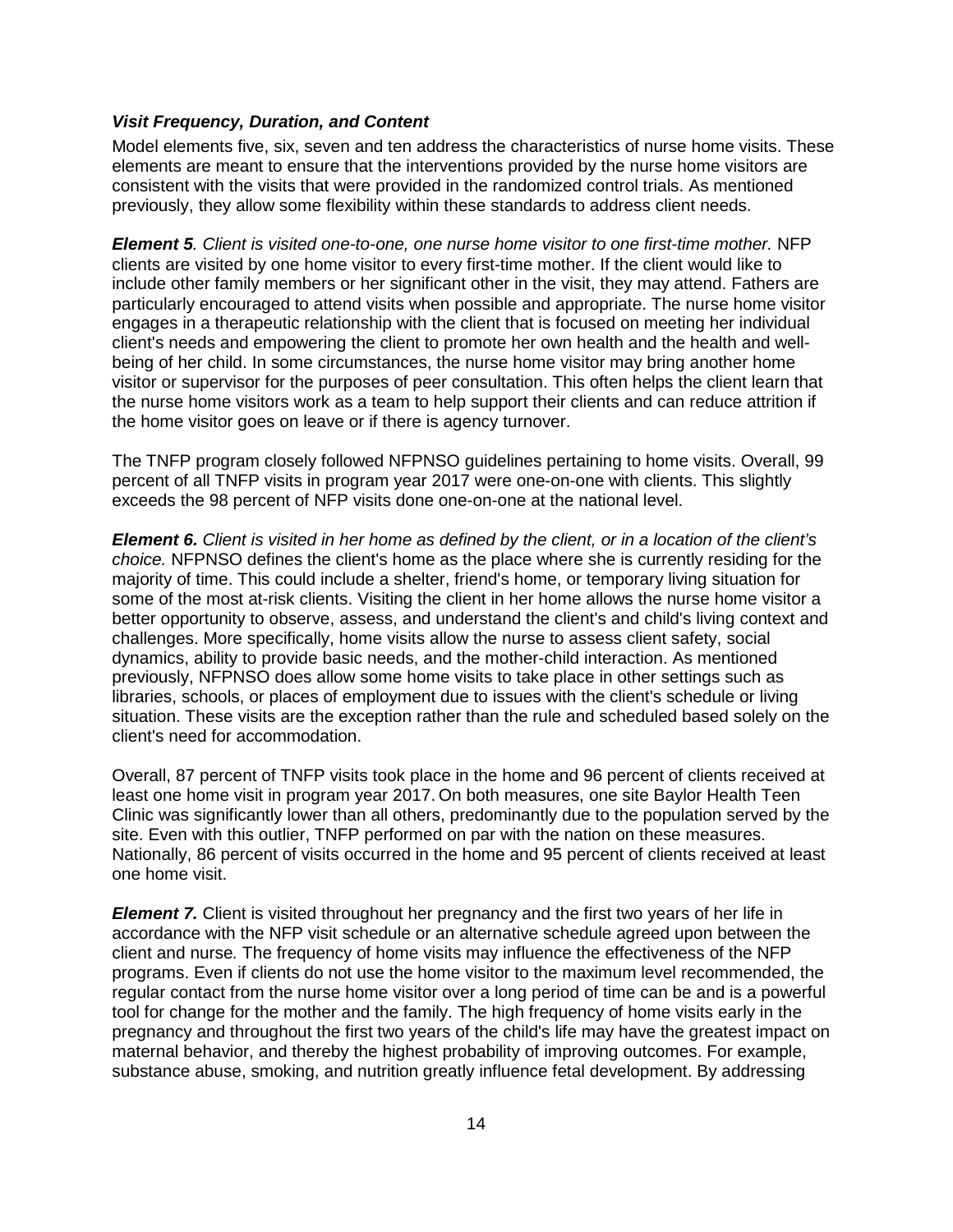### *Visit Frequency, Duration, and Content*

Model elements five, six, seven and ten address the characteristics of nurse home visits. These elements are meant to ensure that the interventions provided by the nurse home visitors are consistent with the visits that were provided in the randomized control trials. As mentioned previously, they allow some flexibility within these standards to address client needs.

***Element 5****. Client is visited one-to-one, one nurse home visitor to one first-time mother.* NFP clients are visited by one home visitor to every first-time mother. If the client would like to include other family members or her significant other in the visit, they may attend. Fathers are particularly encouraged to attend visits when possible and appropriate. The nurse home visitor engages in a therapeutic relationship with the client that is focused on meeting her individual client's needs and empowering the client to promote her own health and the health and well-being of her child. In some circumstances, the nurse home visitor may bring another home visitor or supervisor for the purposes of peer consultation. This often helps the client learn that the nurse home visitors work as a team to help support their clients and can reduce attrition if the home visitor goes on leave or if there is agency turnover.

The TNFP program closely followed NFPNSO guidelines pertaining to home visits. Overall, 99 percent of all TNFP visits in program year 2017 were one-on-one with clients. This slightly exceeds the 98 percent of NFP visits done one-on-one at the national level.

***Element 6.*** *Client is visited in her home as defined by the client, or in a location of the client's choice.* NFPNSO defines the client's home as the place where she is currently residing for the majority of time. This could include a shelter, friend's home, or temporary living situation for some of the most at-risk clients. Visiting the client in her home allows the nurse home visitor a better opportunity to observe, assess, and understand the client's and child's living context and challenges. More specifically, home visits allow the nurse to assess client safety, social dynamics, ability to provide basic needs, and the mother-child interaction. As mentioned previously, NFPNSO does allow some home visits to take place in other settings such as libraries, schools, or places of employment due to issues with the client's schedule or living situation. These visits are the exception rather than the rule and scheduled based solely on the client's need for accommodation.

Overall, 87 percent of TNFP visits took place in the home and 96 percent of clients received at least one home visit in program year 2017. On both measures, one site Baylor Health Teen Clinic was significantly lower than all others, predominantly due to the population served by the site. Even with this outlier, TNFP performed on par with the nation on these measures. Nationally, 86 percent of visits occurred in the home and 95 percent of clients received at least one home visit.

***Element 7.*** Client is visited throughout her pregnancy and the first two years of her life in accordance with the NFP visit schedule or an alternative schedule agreed upon between the client and nurse*.* The frequency of home visits may influence the effectiveness of the NFP programs. Even if clients do not use the home visitor to the maximum level recommended, the regular contact from the nurse home visitor over a long period of time can be and is a powerful tool for change for the mother and the family. The high frequency of home visits early in the pregnancy and throughout the first two years of the child's life may have the greatest impact on maternal behavior, and thereby the highest probability of improving outcomes. For example, substance abuse, smoking, and nutrition greatly influence fetal development. By addressing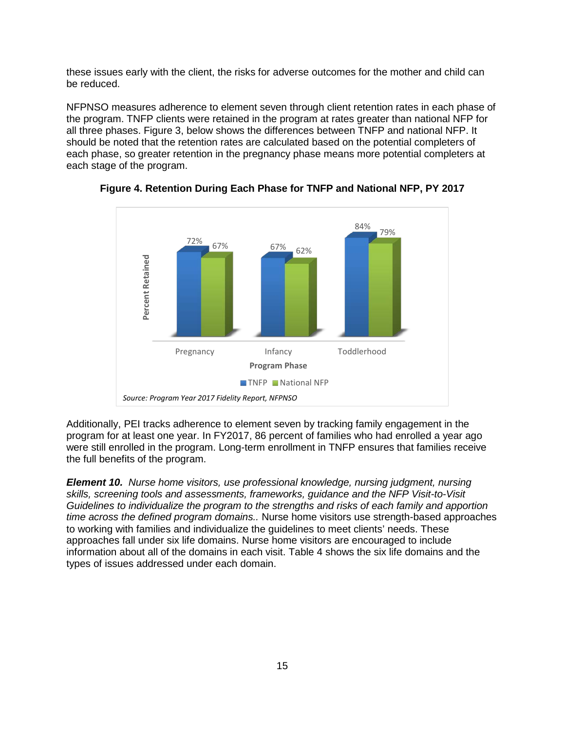these issues early with the client, the risks for adverse outcomes for the mother and child can be reduced.

NFPNSO measures adherence to element seven through client retention rates in each phase of the program. TNFP clients were retained in the program at rates greater than national NFP for all three phases. Figure 3, below shows the differences between TNFP and national NFP. It should be noted that the retention rates are calculated based on the potential completers of each phase, so greater retention in the pregnancy phase means more potential completers at each stage of the program.

**Figure 4. Retention During Each Phase for TNFP and National NFP, PY 2017**

| Program Phase | TNFP | National NFP |
|---|---|---|
| Pregnancy | 72% | 67% |
| Infancy | 67% | 62% |
| Toddlerhood | 84% | 79% |

*Source: Program Year 2017 Fidelity Report, NFPNSO*

Additionally, PEI tracks adherence to element seven by tracking family engagement in the program for at least one year. In FY2017, 86 percent of families who had enrolled a year ago were still enrolled in the program. Long-term enrollment in TNFP ensures that families receive the full benefits of the program.

***Element 10.*** *Nurse home visitors, use professional knowledge, nursing judgment, nursing skills, screening tools and assessments, frameworks, guidance and the NFP Visit-to-Visit Guidelines to individualize the program to the strengths and risks of each family and apportion time across the defined program domains..* Nurse home visitors use strength-based approaches to working with families and individualize the guidelines to meet clients' needs. These approaches fall under six life domains. Nurse home visitors are encouraged to include information about all of the domains in each visit. Table 4 shows the six life domains and the types of issues addressed under each domain.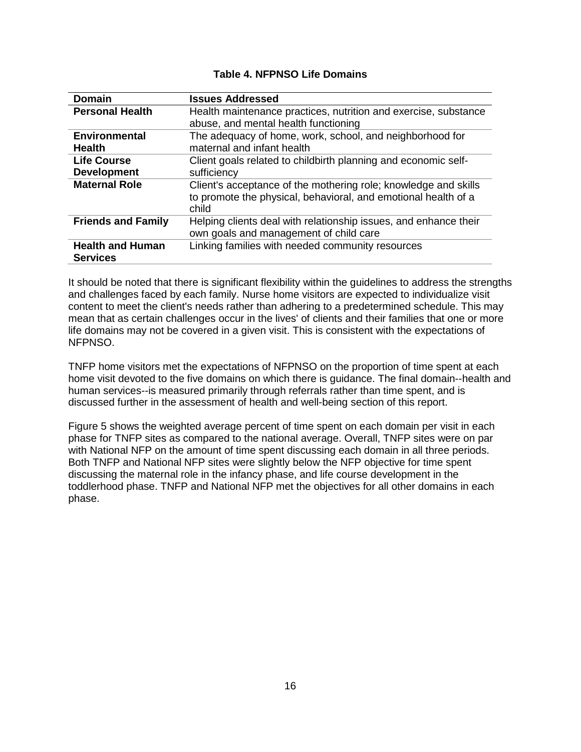**Table 4. NFPNSO Life Domains**

| Domain | Issues Addressed |
|---|---|
| **Personal Health** | Health maintenance practices, nutrition and exercise, substance abuse, and mental health functioning |
| **Environmental Health** | The adequacy of home, work, school, and neighborhood for maternal and infant health |
| **Life Course Development** | Client goals related to childbirth planning and economic self-sufficiency |
| **Maternal Role** | Client's acceptance of the mothering role; knowledge and skills to promote the physical, behavioral, and emotional health of a child |
| **Friends and Family** | Helping clients deal with relationship issues, and enhance their own goals and management of child care |
| **Health and Human Services** | Linking families with needed community resources |

It should be noted that there is significant flexibility within the guidelines to address the strengths and challenges faced by each family. Nurse home visitors are expected to individualize visit content to meet the client's needs rather than adhering to a predetermined schedule. This may mean that as certain challenges occur in the lives' of clients and their families that one or more life domains may not be covered in a given visit. This is consistent with the expectations of NFPNSO.

TNFP home visitors met the expectations of NFPNSO on the proportion of time spent at each home visit devoted to the five domains on which there is guidance. The final domain--health and human services--is measured primarily through referrals rather than time spent, and is discussed further in the assessment of health and well-being section of this report.

Figure 5 shows the weighted average percent of time spent on each domain per visit in each phase for TNFP sites as compared to the national average. Overall, TNFP sites were on par with National NFP on the amount of time spent discussing each domain in all three periods. Both TNFP and National NFP sites were slightly below the NFP objective for time spent discussing the maternal role in the infancy phase, and life course development in the toddlerhood phase. TNFP and National NFP met the objectives for all other domains in each phase.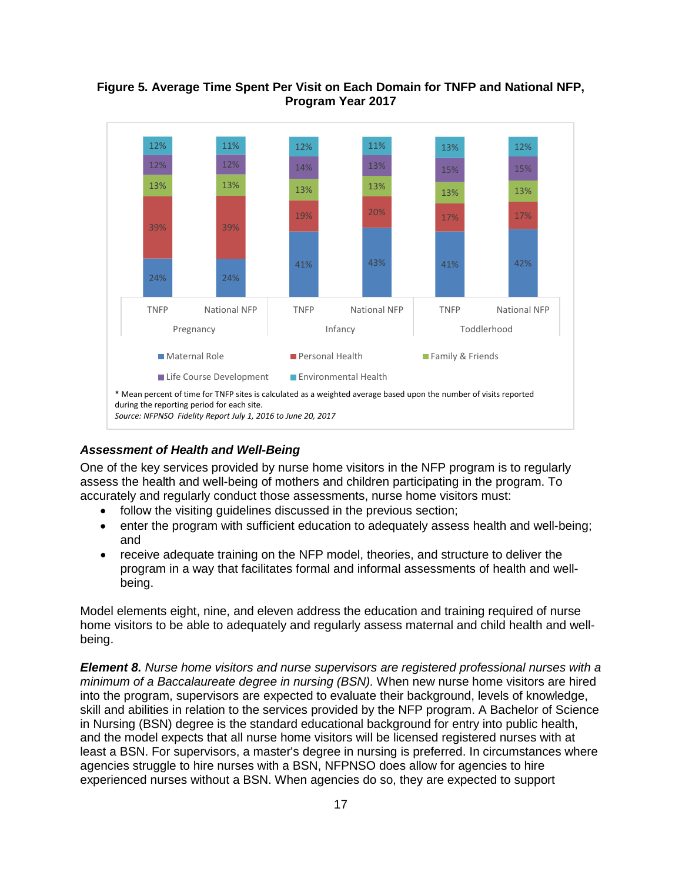**Figure 5. Average Time Spent Per Visit on Each Domain for TNFP and National NFP, Program Year 2017**

| | Pregnancy | | Infancy | | Toddlerhood | |
|---|---|---|---|---|---|---|
| | TNFP | National NFP | TNFP | National NFP | TNFP | National NFP |
| Maternal Role | 24% | 24% | 41% | 43% | 41% | 42% |
| Personal Health | 39% | 39% | 19% | 20% | 17% | 17% |
| Family & Friends | 13% | 13% | 13% | 13% | 13% | 13% |
| Life Course Development | 12% | 12% | 14% | 13% | 15% | 15% |
| Environmental Health | 12% | 11% | 12% | 11% | 13% | 12% |

\* Mean percent of time for TNFP sites is calculated as a weighted average based upon the number of visits reported during the reporting period for each site.

*Source: NFPNSO Fidelity Report July 1, 2016 to June 20, 2017*

### *Assessment of Health and Well-Being*

One of the key services provided by nurse home visitors in the NFP program is to regularly assess the health and well-being of mothers and children participating in the program. To accurately and regularly conduct those assessments, nurse home visitors must:

- follow the visiting guidelines discussed in the previous section;
- enter the program with sufficient education to adequately assess health and well-being; and
- receive adequate training on the NFP model, theories, and structure to deliver the program in a way that facilitates formal and informal assessments of health and well-being.

Model elements eight, nine, and eleven address the education and training required of nurse home visitors to be able to adequately and regularly assess maternal and child health and well-being.

***Element 8.*** *Nurse home visitors and nurse supervisors are registered professional nurses with a minimum of a Baccalaureate degree in nursing (BSN).* When new nurse home visitors are hired into the program, supervisors are expected to evaluate their background, levels of knowledge, skill and abilities in relation to the services provided by the NFP program. A Bachelor of Science in Nursing (BSN) degree is the standard educational background for entry into public health, and the model expects that all nurse home visitors will be licensed registered nurses with at least a BSN. For supervisors, a master's degree in nursing is preferred. In circumstances where agencies struggle to hire nurses with a BSN, NFPNSO does allow for agencies to hire experienced nurses without a BSN. When agencies do so, they are expected to support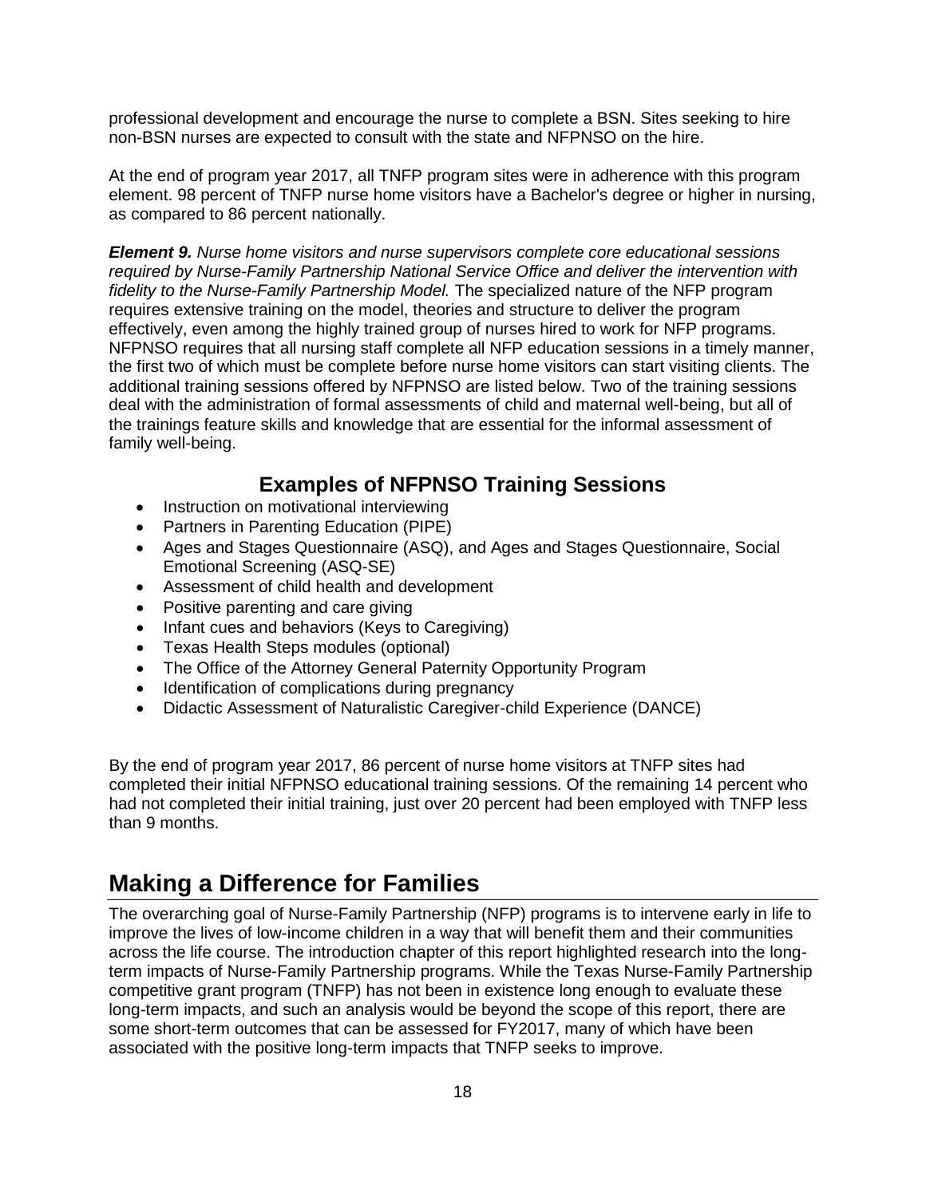professional development and encourage the nurse to complete a BSN. Sites seeking to hire non-BSN nurses are expected to consult with the state and NFPNSO on the hire.

At the end of program year 2017, all TNFP program sites were in adherence with this program element. 98 percent of TNFP nurse home visitors have a Bachelor's degree or higher in nursing, as compared to 86 percent nationally.

***Element 9.*** *Nurse home visitors and nurse supervisors complete core educational sessions required by Nurse-Family Partnership National Service Office and deliver the intervention with fidelity to the Nurse-Family Partnership Model.* The specialized nature of the NFP program requires extensive training on the model, theories and structure to deliver the program effectively, even among the highly trained group of nurses hired to work for NFP programs. NFPNSO requires that all nursing staff complete all NFP education sessions in a timely manner, the first two of which must be complete before nurse home visitors can start visiting clients. The additional training sessions offered by NFPNSO are listed below. Two of the training sessions deal with the administration of formal assessments of child and maternal well-being, but all of the trainings feature skills and knowledge that are essential for the informal assessment of family well-being.

### Examples of NFPNSO Training Sessions

- Instruction on motivational interviewing
- Partners in Parenting Education (PIPE)
- Ages and Stages Questionnaire (ASQ), and Ages and Stages Questionnaire, Social Emotional Screening (ASQ-SE)
- Assessment of child health and development
- Positive parenting and care giving
- Infant cues and behaviors (Keys to Caregiving)
- Texas Health Steps modules (optional)
- The Office of the Attorney General Paternity Opportunity Program
- Identification of complications during pregnancy
- Didactic Assessment of Naturalistic Caregiver-child Experience (DANCE)

By the end of program year 2017, 86 percent of nurse home visitors at TNFP sites had completed their initial NFPNSO educational training sessions. Of the remaining 14 percent who had not completed their initial training, just over 20 percent had been employed with TNFP less than 9 months.

## Making a Difference for Families

The overarching goal of Nurse-Family Partnership (NFP) programs is to intervene early in life to improve the lives of low-income children in a way that will benefit them and their communities across the life course. The introduction chapter of this report highlighted research into the long-term impacts of Nurse-Family Partnership programs. While the Texas Nurse-Family Partnership competitive grant program (TNFP) has not been in existence long enough to evaluate these long-term impacts, and such an analysis would be beyond the scope of this report, there are some short-term outcomes that can be assessed for FY2017, many of which have been associated with the positive long-term impacts that TNFP seeks to improve.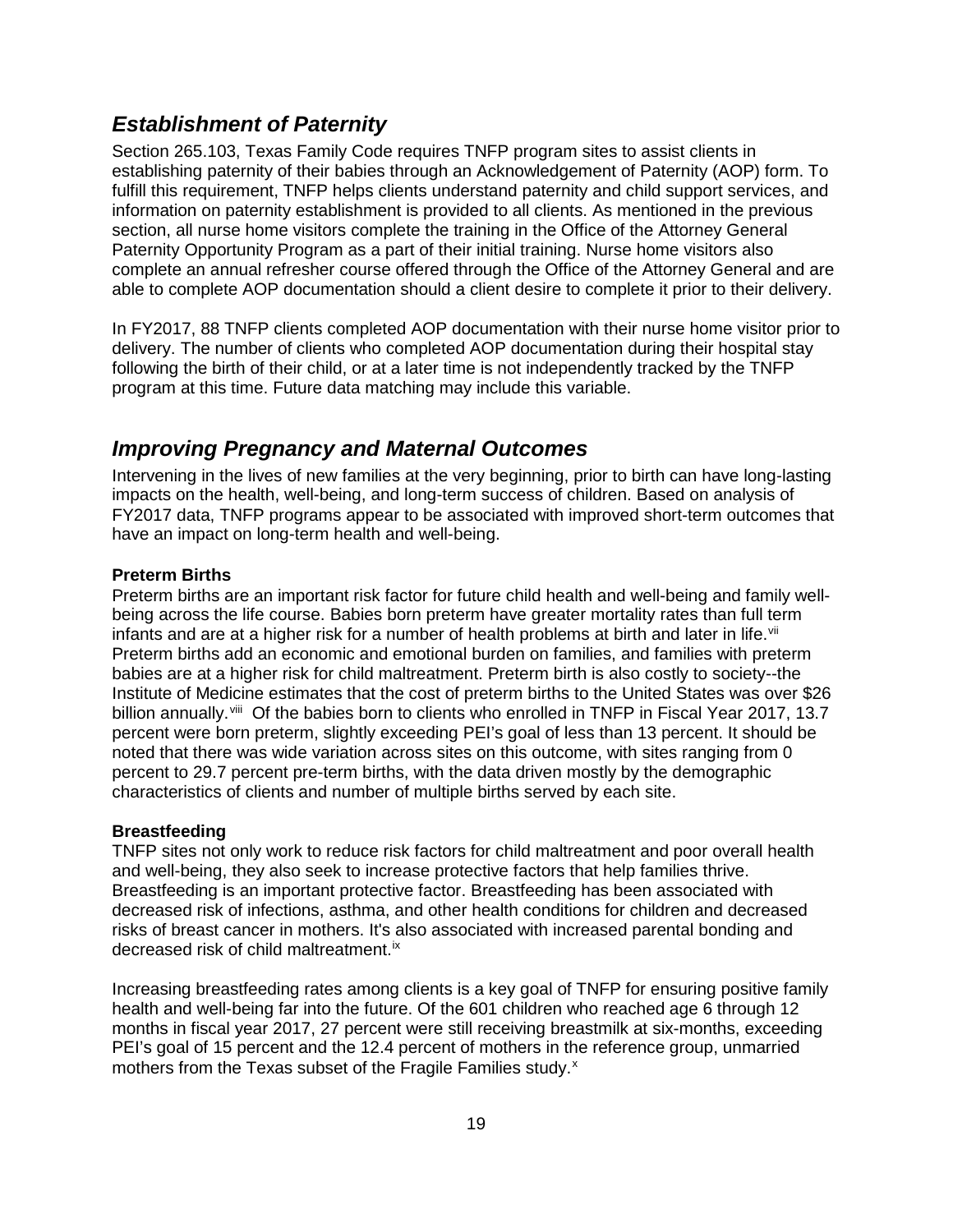## *Establishment of Paternity*

Section 265.103, Texas Family Code requires TNFP program sites to assist clients in establishing paternity of their babies through an Acknowledgement of Paternity (AOP) form. To fulfill this requirement, TNFP helps clients understand paternity and child support services, and information on paternity establishment is provided to all clients. As mentioned in the previous section, all nurse home visitors complete the training in the Office of the Attorney General Paternity Opportunity Program as a part of their initial training. Nurse home visitors also complete an annual refresher course offered through the Office of the Attorney General and are able to complete AOP documentation should a client desire to complete it prior to their delivery.

In FY2017, 88 TNFP clients completed AOP documentation with their nurse home visitor prior to delivery. The number of clients who completed AOP documentation during their hospital stay following the birth of their child, or at a later time is not independently tracked by the TNFP program at this time. Future data matching may include this variable.

## *Improving Pregnancy and Maternal Outcomes*

Intervening in the lives of new families at the very beginning, prior to birth can have long-lasting impacts on the health, well-being, and long-term success of children. Based on analysis of FY2017 data, TNFP programs appear to be associated with improved short-term outcomes that have an impact on long-term health and well-being.

**Preterm Births**

Preterm births are an important risk factor for future child health and well-being and family well-being across the life course. Babies born preterm have greater mortality rates than full term infants and are at a higher risk for a number of health problems at birth and later in life.[vii] Preterm births add an economic and emotional burden on families, and families with preterm babies are at a higher risk for child maltreatment. Preterm birth is also costly to society--the Institute of Medicine estimates that the cost of preterm births to the United States was over $26 billion annually.[viii] Of the babies born to clients who enrolled in TNFP in Fiscal Year 2017, 13.7 percent were born preterm, slightly exceeding PEI's goal of less than 13 percent. It should be noted that there was wide variation across sites on this outcome, with sites ranging from 0 percent to 29.7 percent pre-term births, with the data driven mostly by the demographic characteristics of clients and number of multiple births served by each site.

**Breastfeeding**

TNFP sites not only work to reduce risk factors for child maltreatment and poor overall health and well-being, they also seek to increase protective factors that help families thrive. Breastfeeding is an important protective factor. Breastfeeding has been associated with decreased risk of infections, asthma, and other health conditions for children and decreased risks of breast cancer in mothers. It's also associated with increased parental bonding and decreased risk of child maltreatment.[ix]

Increasing breastfeeding rates among clients is a key goal of TNFP for ensuring positive family health and well-being far into the future. Of the 601 children who reached age 6 through 12 months in fiscal year 2017, 27 percent were still receiving breastmilk at six-months, exceeding PEI's goal of 15 percent and the 12.4 percent of mothers in the reference group, unmarried mothers from the Texas subset of the Fragile Families study.[x]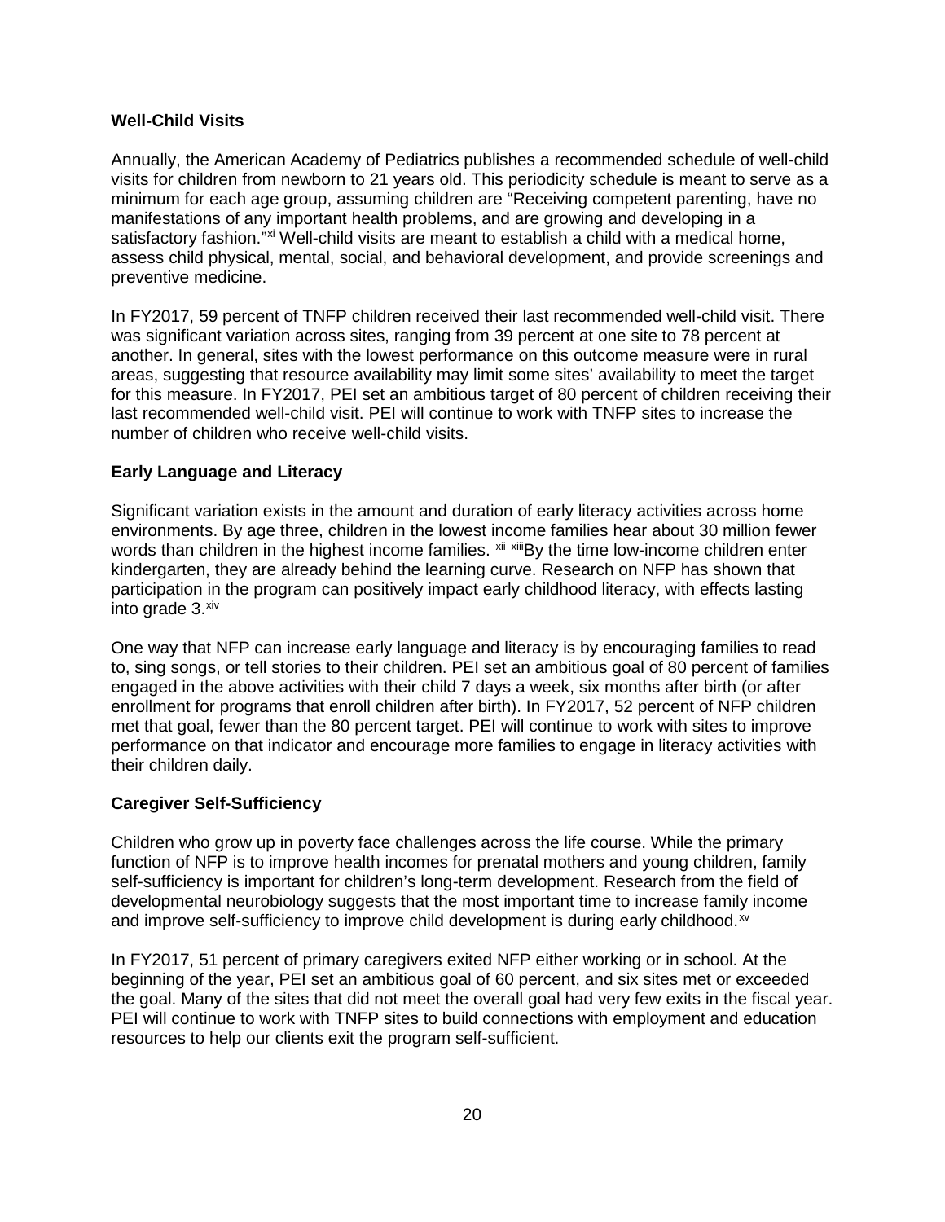**Well-Child Visits**

Annually, the American Academy of Pediatrics publishes a recommended schedule of well-child visits for children from newborn to 21 years old. This periodicity schedule is meant to serve as a minimum for each age group, assuming children are "Receiving competent parenting, have no manifestations of any important health problems, and are growing and developing in a satisfactory fashion."[xi] Well-child visits are meant to establish a child with a medical home, assess child physical, mental, social, and behavioral development, and provide screenings and preventive medicine.

In FY2017, 59 percent of TNFP children received their last recommended well-child visit. There was significant variation across sites, ranging from 39 percent at one site to 78 percent at another. In general, sites with the lowest performance on this outcome measure were in rural areas, suggesting that resource availability may limit some sites' availability to meet the target for this measure. In FY2017, PEI set an ambitious target of 80 percent of children receiving their last recommended well-child visit. PEI will continue to work with TNFP sites to increase the number of children who receive well-child visits.

**Early Language and Literacy**

Significant variation exists in the amount and duration of early literacy activities across home environments. By age three, children in the lowest income families hear about 30 million fewer words than children in the highest income families. [xii] [xiii]By the time low-income children enter kindergarten, they are already behind the learning curve. Research on NFP has shown that participation in the program can positively impact early childhood literacy, with effects lasting into grade 3.[xiv]

One way that NFP can increase early language and literacy is by encouraging families to read to, sing songs, or tell stories to their children. PEI set an ambitious goal of 80 percent of families engaged in the above activities with their child 7 days a week, six months after birth (or after enrollment for programs that enroll children after birth). In FY2017, 52 percent of NFP children met that goal, fewer than the 80 percent target. PEI will continue to work with sites to improve performance on that indicator and encourage more families to engage in literacy activities with their children daily.

**Caregiver Self-Sufficiency**

Children who grow up in poverty face challenges across the life course. While the primary function of NFP is to improve health incomes for prenatal mothers and young children, family self-sufficiency is important for children's long-term development. Research from the field of developmental neurobiology suggests that the most important time to increase family income and improve self-sufficiency to improve child development is during early childhood.[xv]

In FY2017, 51 percent of primary caregivers exited NFP either working or in school. At the beginning of the year, PEI set an ambitious goal of 60 percent, and six sites met or exceeded the goal. Many of the sites that did not meet the overall goal had very few exits in the fiscal year. PEI will continue to work with TNFP sites to build connections with employment and education resources to help our clients exit the program self-sufficient.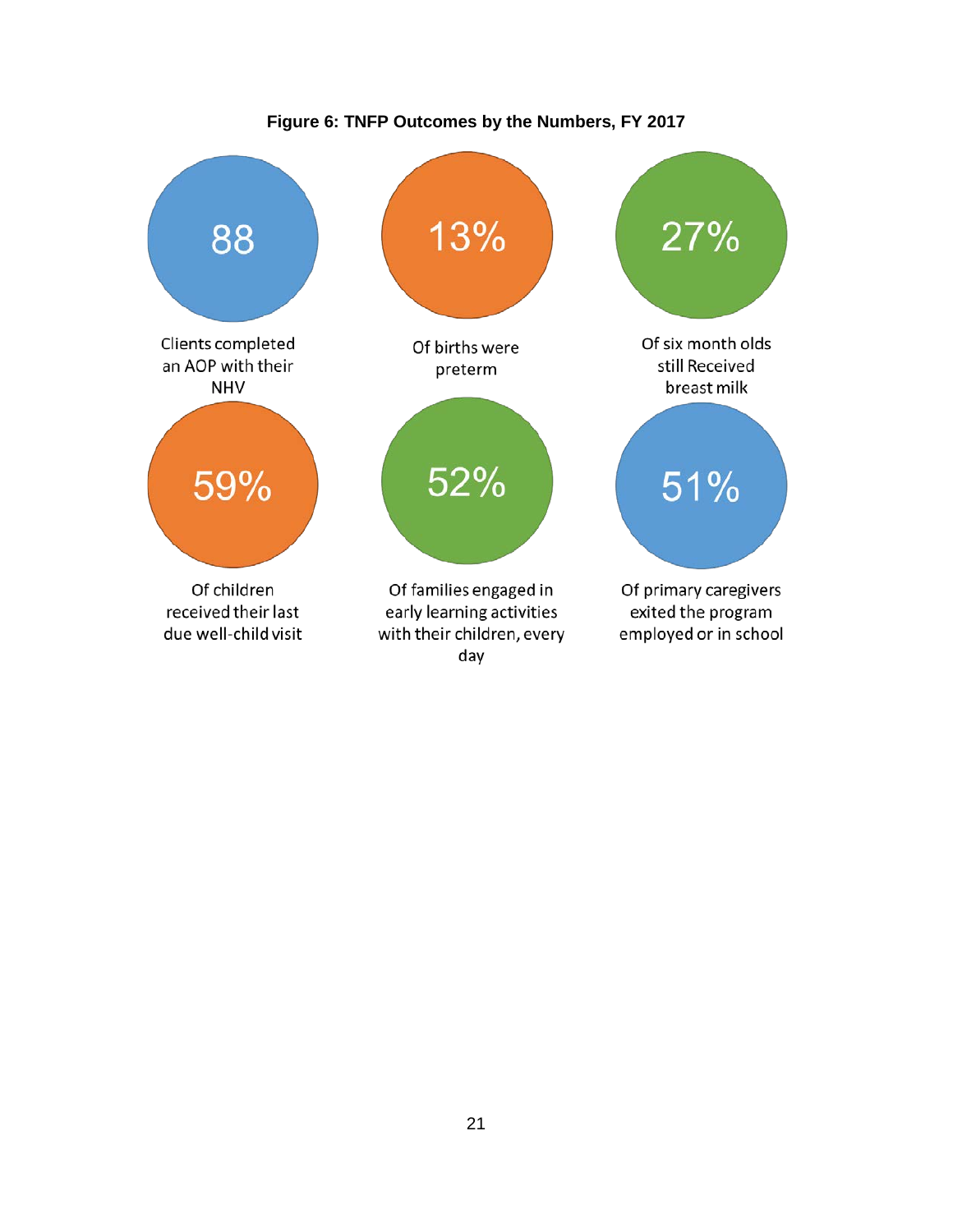**Figure 6: TNFP Outcomes by the Numbers, FY 2017**

**88**

Clients completed an AOP with their NHV

**13%**

Of births were preterm

**27%**

Of six month olds still Received breast milk

**59%**

Of children received their last due well-child visit

**52%**

Of families engaged in early learning activities with their children, every day

**51%**

Of primary caregivers exited the program employed or in school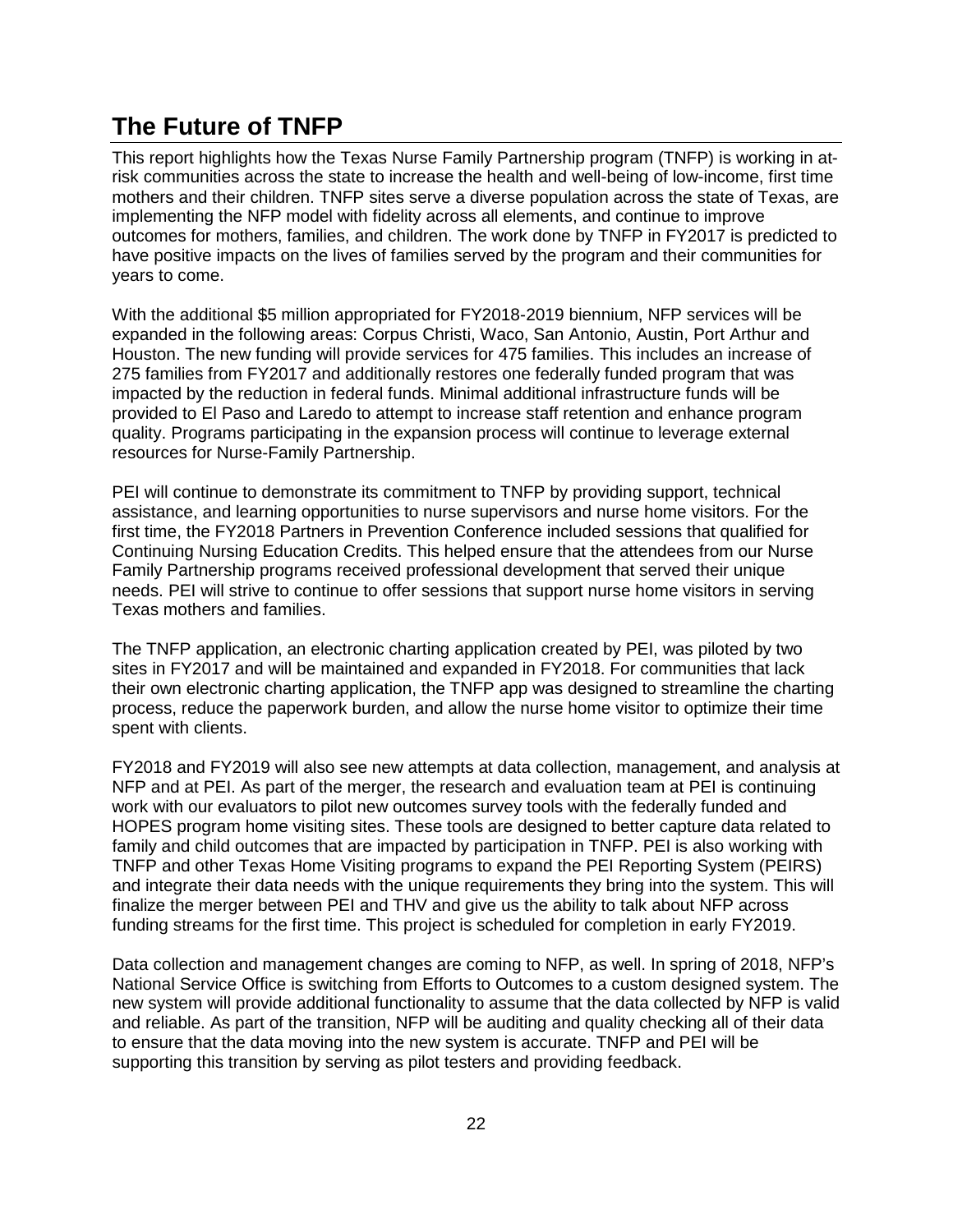# The Future of TNFP

This report highlights how the Texas Nurse Family Partnership program (TNFP) is working in at-risk communities across the state to increase the health and well-being of low-income, first time mothers and their children. TNFP sites serve a diverse population across the state of Texas, are implementing the NFP model with fidelity across all elements, and continue to improve outcomes for mothers, families, and children. The work done by TNFP in FY2017 is predicted to have positive impacts on the lives of families served by the program and their communities for years to come.

With the additional $5 million appropriated for FY2018-2019 biennium, NFP services will be expanded in the following areas: Corpus Christi, Waco, San Antonio, Austin, Port Arthur and Houston. The new funding will provide services for 475 families. This includes an increase of 275 families from FY2017 and additionally restores one federally funded program that was impacted by the reduction in federal funds. Minimal additional infrastructure funds will be provided to El Paso and Laredo to attempt to increase staff retention and enhance program quality. Programs participating in the expansion process will continue to leverage external resources for Nurse-Family Partnership.

PEI will continue to demonstrate its commitment to TNFP by providing support, technical assistance, and learning opportunities to nurse supervisors and nurse home visitors. For the first time, the FY2018 Partners in Prevention Conference included sessions that qualified for Continuing Nursing Education Credits. This helped ensure that the attendees from our Nurse Family Partnership programs received professional development that served their unique needs. PEI will strive to continue to offer sessions that support nurse home visitors in serving Texas mothers and families.

The TNFP application, an electronic charting application created by PEI, was piloted by two sites in FY2017 and will be maintained and expanded in FY2018. For communities that lack their own electronic charting application, the TNFP app was designed to streamline the charting process, reduce the paperwork burden, and allow the nurse home visitor to optimize their time spent with clients.

FY2018 and FY2019 will also see new attempts at data collection, management, and analysis at NFP and at PEI. As part of the merger, the research and evaluation team at PEI is continuing work with our evaluators to pilot new outcomes survey tools with the federally funded and HOPES program home visiting sites. These tools are designed to better capture data related to family and child outcomes that are impacted by participation in TNFP. PEI is also working with TNFP and other Texas Home Visiting programs to expand the PEI Reporting System (PEIRS) and integrate their data needs with the unique requirements they bring into the system. This will finalize the merger between PEI and THV and give us the ability to talk about NFP across funding streams for the first time. This project is scheduled for completion in early FY2019.

Data collection and management changes are coming to NFP, as well. In spring of 2018, NFP's National Service Office is switching from Efforts to Outcomes to a custom designed system. The new system will provide additional functionality to assume that the data collected by NFP is valid and reliable. As part of the transition, NFP will be auditing and quality checking all of their data to ensure that the data moving into the new system is accurate. TNFP and PEI will be supporting this transition by serving as pilot testers and providing feedback.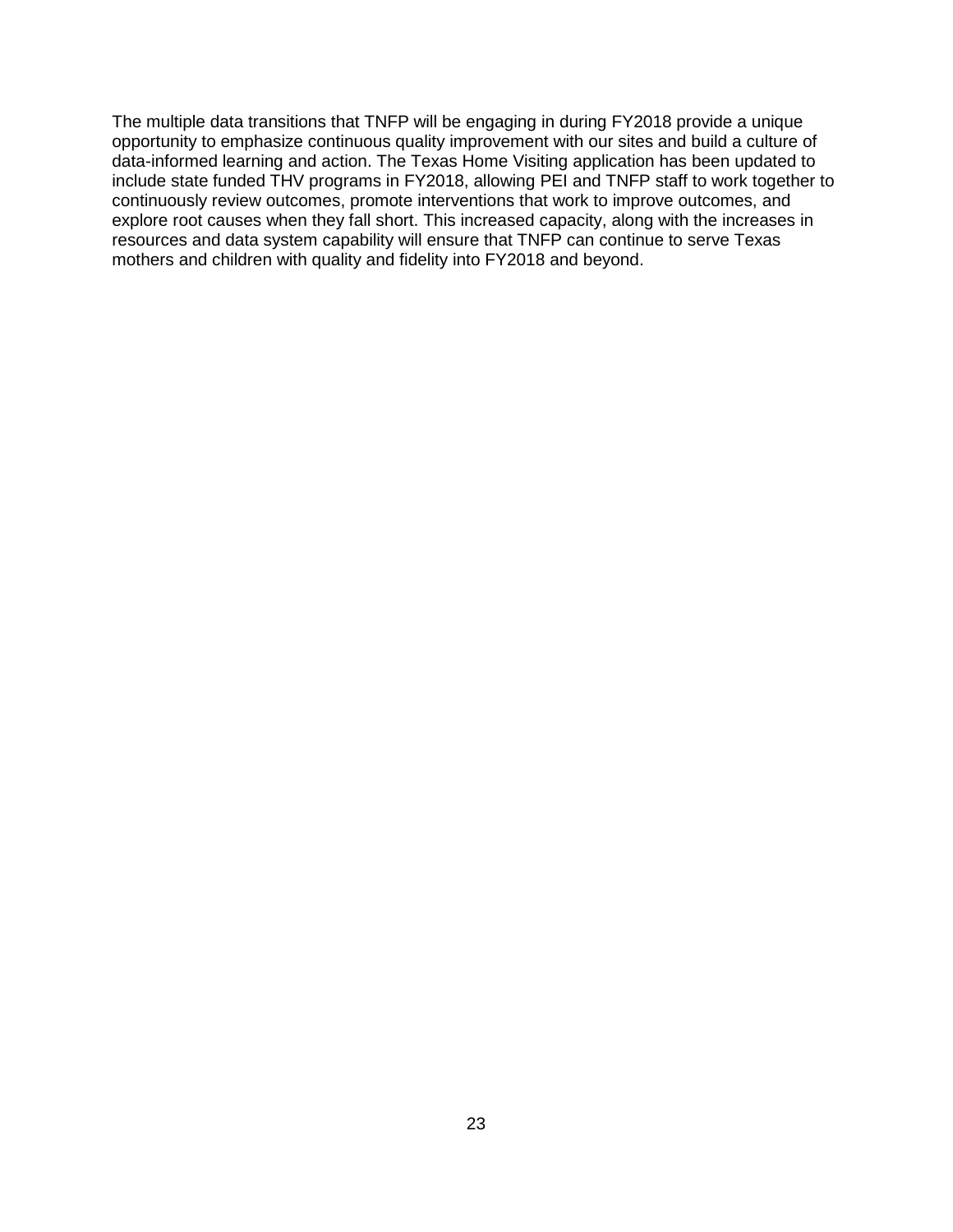The multiple data transitions that TNFP will be engaging in during FY2018 provide a unique opportunity to emphasize continuous quality improvement with our sites and build a culture of data-informed learning and action. The Texas Home Visiting application has been updated to include state funded THV programs in FY2018, allowing PEI and TNFP staff to work together to continuously review outcomes, promote interventions that work to improve outcomes, and explore root causes when they fall short. This increased capacity, along with the increases in resources and data system capability will ensure that TNFP can continue to serve Texas mothers and children with quality and fidelity into FY2018 and beyond.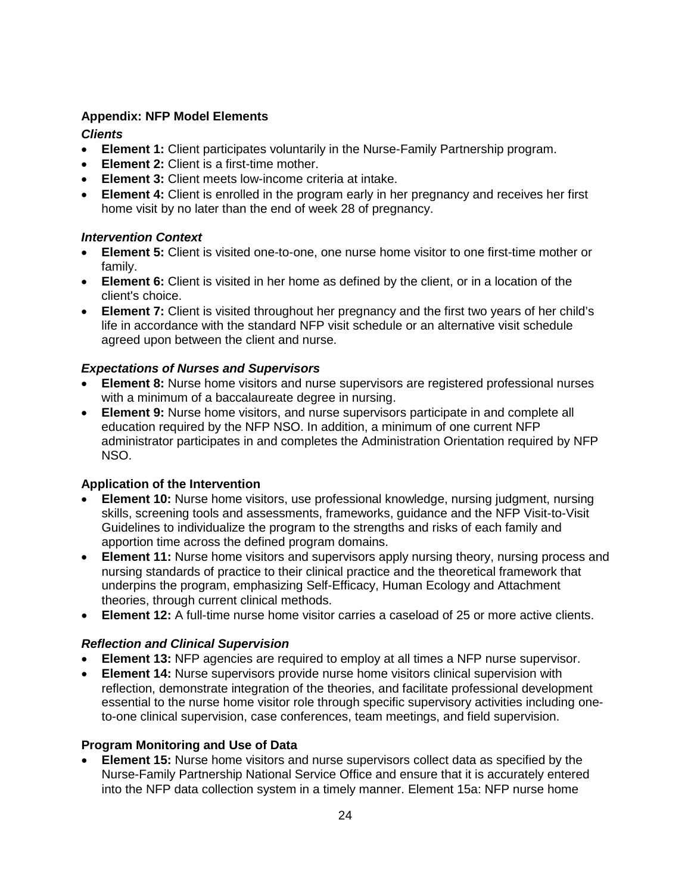**Appendix: NFP Model Elements**

***Clients***

- **Element 1:** Client participates voluntarily in the Nurse-Family Partnership program.
- **Element 2:** Client is a first-time mother.
- **Element 3:** Client meets low-income criteria at intake.
- **Element 4:** Client is enrolled in the program early in her pregnancy and receives her first home visit by no later than the end of week 28 of pregnancy.

***Intervention Context***

- **Element 5:** Client is visited one-to-one, one nurse home visitor to one first-time mother or family.
- **Element 6:** Client is visited in her home as defined by the client, or in a location of the client's choice.
- **Element 7:** Client is visited throughout her pregnancy and the first two years of her child's life in accordance with the standard NFP visit schedule or an alternative visit schedule agreed upon between the client and nurse.

***Expectations of Nurses and Supervisors***

- **Element 8:** Nurse home visitors and nurse supervisors are registered professional nurses with a minimum of a baccalaureate degree in nursing.
- **Element 9:** Nurse home visitors, and nurse supervisors participate in and complete all education required by the NFP NSO. In addition, a minimum of one current NFP administrator participates in and completes the Administration Orientation required by NFP NSO.

**Application of the Intervention**

- **Element 10:** Nurse home visitors, use professional knowledge, nursing judgment, nursing skills, screening tools and assessments, frameworks, guidance and the NFP Visit-to-Visit Guidelines to individualize the program to the strengths and risks of each family and apportion time across the defined program domains.
- **Element 11:** Nurse home visitors and supervisors apply nursing theory, nursing process and nursing standards of practice to their clinical practice and the theoretical framework that underpins the program, emphasizing Self-Efficacy, Human Ecology and Attachment theories, through current clinical methods.
- **Element 12:** A full-time nurse home visitor carries a caseload of 25 or more active clients.

***Reflection and Clinical Supervision***

- **Element 13:** NFP agencies are required to employ at all times a NFP nurse supervisor.
- **Element 14:** Nurse supervisors provide nurse home visitors clinical supervision with reflection, demonstrate integration of the theories, and facilitate professional development essential to the nurse home visitor role through specific supervisory activities including one-to-one clinical supervision, case conferences, team meetings, and field supervision.

**Program Monitoring and Use of Data**

- **Element 15:** Nurse home visitors and nurse supervisors collect data as specified by the Nurse-Family Partnership National Service Office and ensure that it is accurately entered into the NFP data collection system in a timely manner. Element 15a: NFP nurse home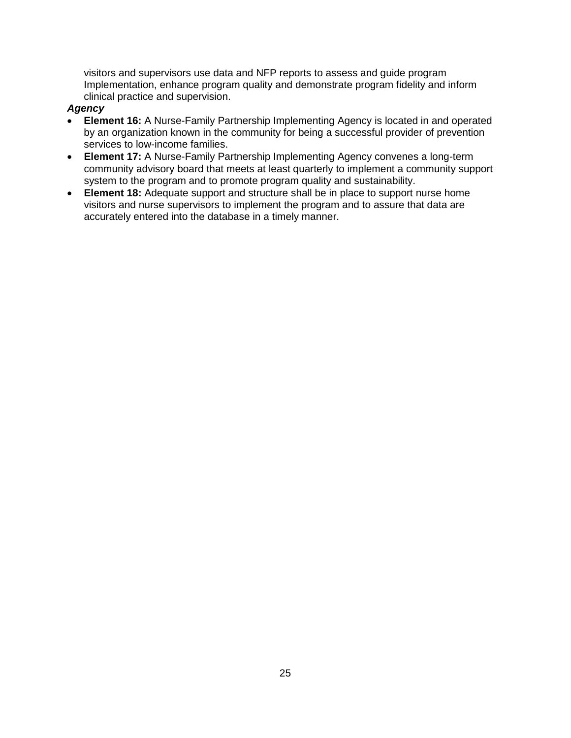visitors and supervisors use data and NFP reports to assess and guide program Implementation, enhance program quality and demonstrate program fidelity and inform clinical practice and supervision.

***Agency***

- **Element 16:** A Nurse-Family Partnership Implementing Agency is located in and operated by an organization known in the community for being a successful provider of prevention services to low-income families.
- **Element 17:** A Nurse-Family Partnership Implementing Agency convenes a long-term community advisory board that meets at least quarterly to implement a community support system to the program and to promote program quality and sustainability.
- **Element 18:** Adequate support and structure shall be in place to support nurse home visitors and nurse supervisors to implement the program and to assure that data are accurately entered into the database in a timely manner.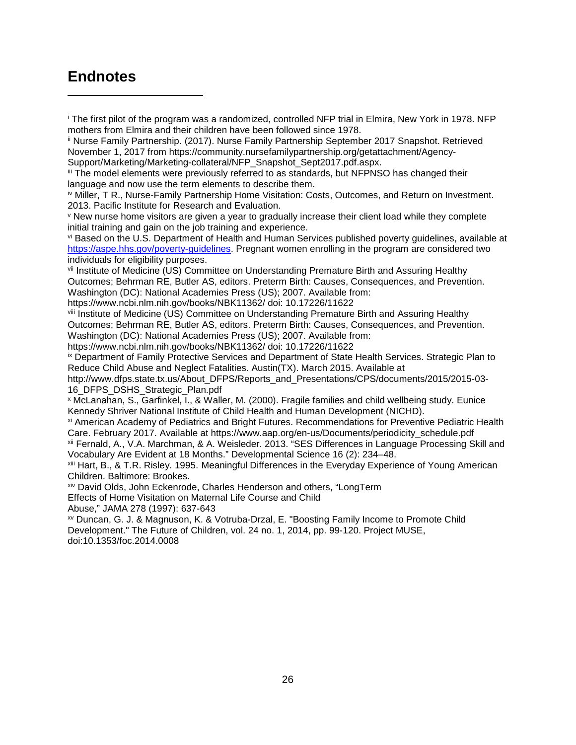## Endnotes

[i] The first pilot of the program was a randomized, controlled NFP trial in Elmira, New York in 1978. NFP mothers from Elmira and their children have been followed since 1978.

[ii] Nurse Family Partnership. (2017). Nurse Family Partnership September 2017 Snapshot. Retrieved November 1, 2017 from https://community.nursefamilypartnership.org/getattachment/Agency-Support/Marketing/Marketing-collateral/NFP_Snapshot_Sept2017.pdf.aspx.

[iii] The model elements were previously referred to as standards, but NFPNSO has changed their language and now use the term elements to describe them.

[iv] Miller, T R., Nurse-Family Partnership Home Visitation: Costs, Outcomes, and Return on Investment. 2013. Pacific Institute for Research and Evaluation.

[v] New nurse home visitors are given a year to gradually increase their client load while they complete initial training and gain on the job training and experience.

[vi] Based on the U.S. Department of Health and Human Services published poverty guidelines, available at https://aspe.hhs.gov/poverty-guidelines. Pregnant women enrolling in the program are considered two individuals for eligibility purposes.

[vii] Institute of Medicine (US) Committee on Understanding Premature Birth and Assuring Healthy Outcomes; Behrman RE, Butler AS, editors. Preterm Birth: Causes, Consequences, and Prevention. Washington (DC): National Academies Press (US); 2007. Available from: https://www.ncbi.nlm.nih.gov/books/NBK11362/ doi: 10.17226/11622

[viii] Institute of Medicine (US) Committee on Understanding Premature Birth and Assuring Healthy Outcomes; Behrman RE, Butler AS, editors. Preterm Birth: Causes, Consequences, and Prevention. Washington (DC): National Academies Press (US); 2007. Available from: https://www.ncbi.nlm.nih.gov/books/NBK11362/ doi: 10.17226/11622

[ix] Department of Family Protective Services and Department of State Health Services. Strategic Plan to Reduce Child Abuse and Neglect Fatalities. Austin(TX). March 2015. Available at http://www.dfps.state.tx.us/About_DFPS/Reports_and_Presentations/CPS/documents/2015/2015-03-16_DFPS_DSHS_Strategic_Plan.pdf

[x] McLanahan, S., Garfinkel, I., & Waller, M. (2000). Fragile families and child wellbeing study. Eunice Kennedy Shriver National Institute of Child Health and Human Development (NICHD).

[xi] American Academy of Pediatrics and Bright Futures. Recommendations for Preventive Pediatric Health Care. February 2017. Available at https://www.aap.org/en-us/Documents/periodicity_schedule.pdf

[xii] Fernald, A., V.A. Marchman, & A. Weisleder. 2013. "SES Differences in Language Processing Skill and Vocabulary Are Evident at 18 Months." Developmental Science 16 (2): 234–48.

[xiii] Hart, B., & T.R. Risley. 1995. Meaningful Differences in the Everyday Experience of Young American Children. Baltimore: Brookes.

[xiv] David Olds, John Eckenrode, Charles Henderson and others, "LongTerm Effects of Home Visitation on Maternal Life Course and Child Abuse," JAMA 278 (1997): 637-643

[xv] Duncan, G. J. & Magnuson, K. & Votruba-Drzal, E. "Boosting Family Income to Promote Child Development." The Future of Children, vol. 24 no. 1, 2014, pp. 99-120. Project MUSE, doi:10.1353/foc.2014.0008